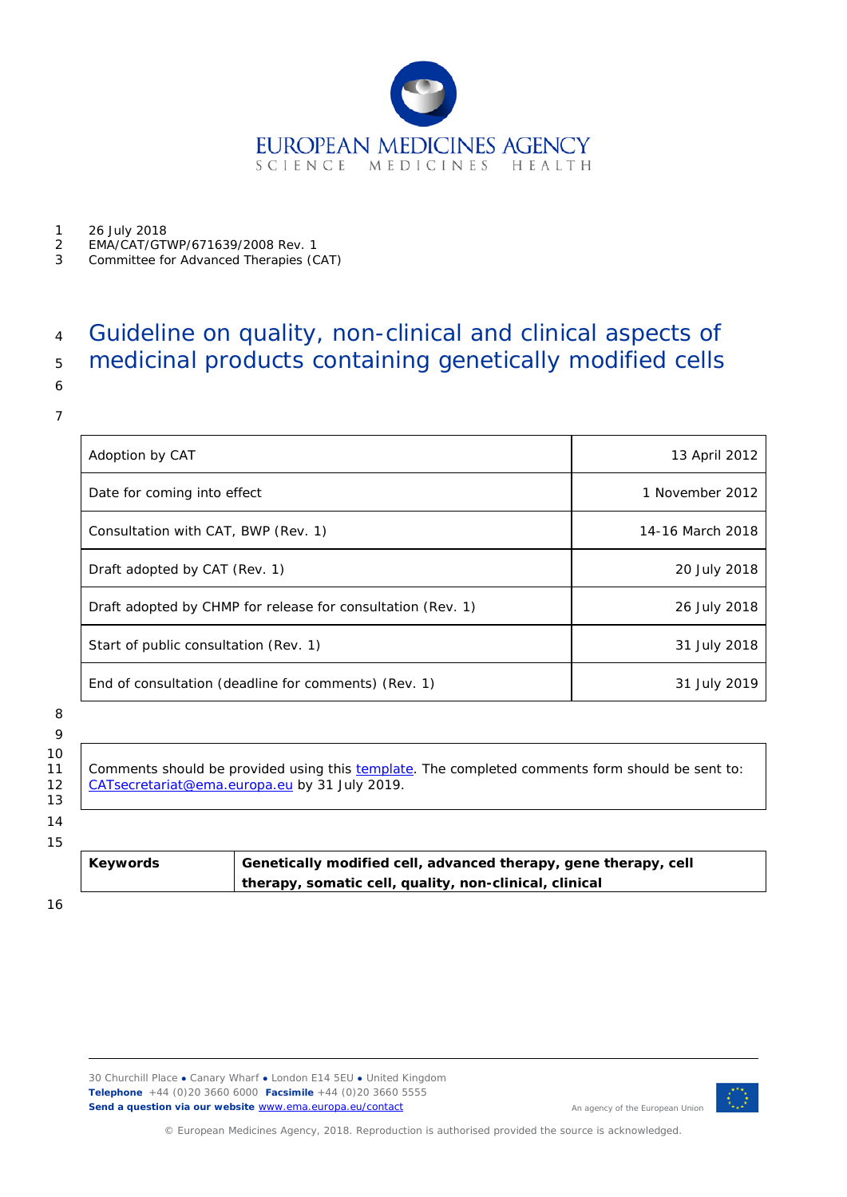EUROPEAN MEDICINES AGENCY
SCIENCE MEDICINES HEALTH

26 July 2018
EMA/CAT/GTWP/671639/2008 Rev. 1
Committee for Advanced Therapies (CAT)

# Guideline on quality, non-clinical and clinical aspects of medicinal products containing genetically modified cells

| | |
|---|---|
| Adoption by CAT | 13 April 2012 |
| Date for coming into effect | 1 November 2012 |
| Consultation with CAT, BWP (Rev. 1) | 14-16 March 2018 |
| Draft adopted by CAT (Rev. 1) | 20 July 2018 |
| Draft adopted by CHMP for release for consultation (Rev. 1) | 26 July 2018 |
| Start of public consultation (Rev. 1) | 31 July 2018 |
| End of consultation (deadline for comments) (Rev. 1) | 31 July 2019 |

Comments should be provided using this template. The completed comments form should be sent to: CATsecretariat@ema.europa.eu by 31 July 2019.

| | |
|---|---|
| **Keywords** | **Genetically modified cell, advanced therapy, gene therapy, cell therapy, somatic cell, quality, non-clinical, clinical** |

30 Churchill Place ● Canary Wharf ● London E14 5EU ● United Kingdom
**Telephone** +44 (0)20 3660 6000 **Facsimile** +44 (0)20 3660 5555
**Send a question via our website** www.ema.europa.eu/contact

An agency of the European Union

© European Medicines Agency, 2018. Reproduction is authorised provided the source is acknowledged.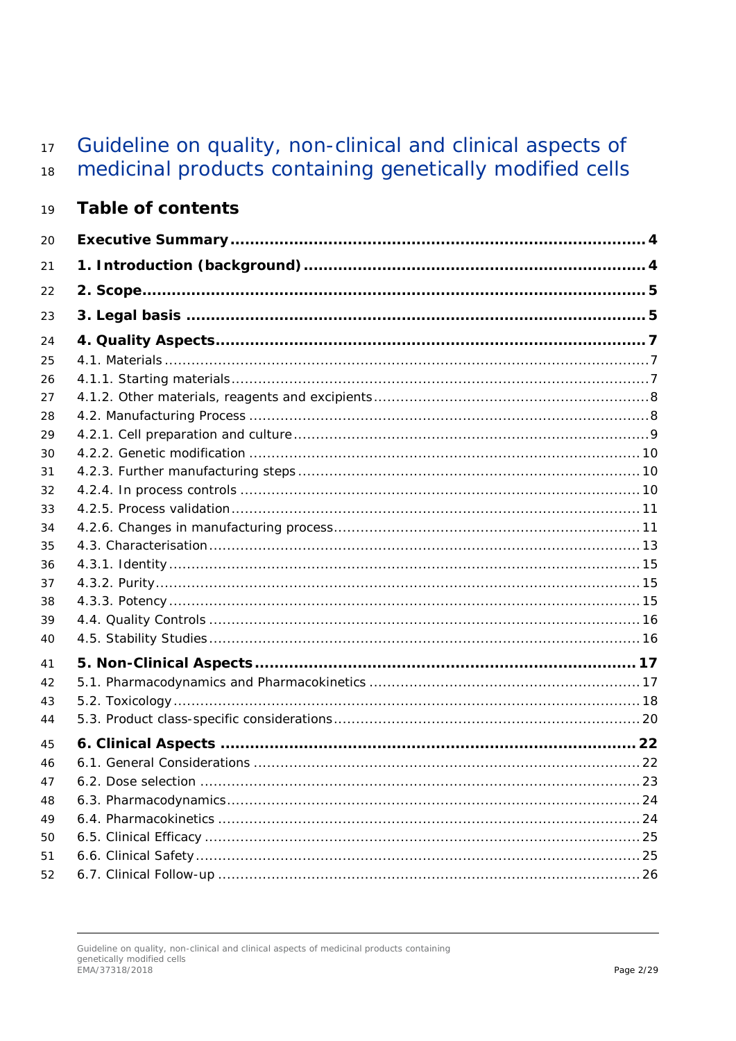# Guideline on quality, non-clinical and clinical aspects of medicinal products containing genetically modified cells

## Table of contents

**Executive Summary** ... **4**

**1. Introduction (background)** ... **4**

**2. Scope** ... **5**

**3. Legal basis** ... **5**

**4. Quality Aspects** ... **7**

4.1. Materials ... 7

4.1.1. Starting materials ... 7

4.1.2. Other materials, reagents and excipients ... 8

4.2. Manufacturing Process ... 8

4.2.1. Cell preparation and culture ... 9

4.2.2. Genetic modification ... 10

4.2.3. Further manufacturing steps ... 10

4.2.4. In process controls ... 10

4.2.5. Process validation ... 11

4.2.6. Changes in manufacturing process ... 11

4.3. Characterisation ... 13

4.3.1. Identity ... 15

4.3.2. Purity ... 15

4.3.3. Potency ... 15

4.4. Quality Controls ... 16

4.5. Stability Studies ... 16

**5. Non-Clinical Aspects** ... **17**

5.1. Pharmacodynamics and Pharmacokinetics ... 17

5.2. Toxicology ... 18

5.3. Product class-specific considerations ... 20

**6. Clinical Aspects** ... **22**

6.1. General Considerations ... 22

6.2. Dose selection ... 23

6.3. Pharmacodynamics ... 24

6.4. Pharmacokinetics ... 24

6.5. Clinical Efficacy ... 25

6.6. Clinical Safety ... 25

6.7. Clinical Follow-up ... 26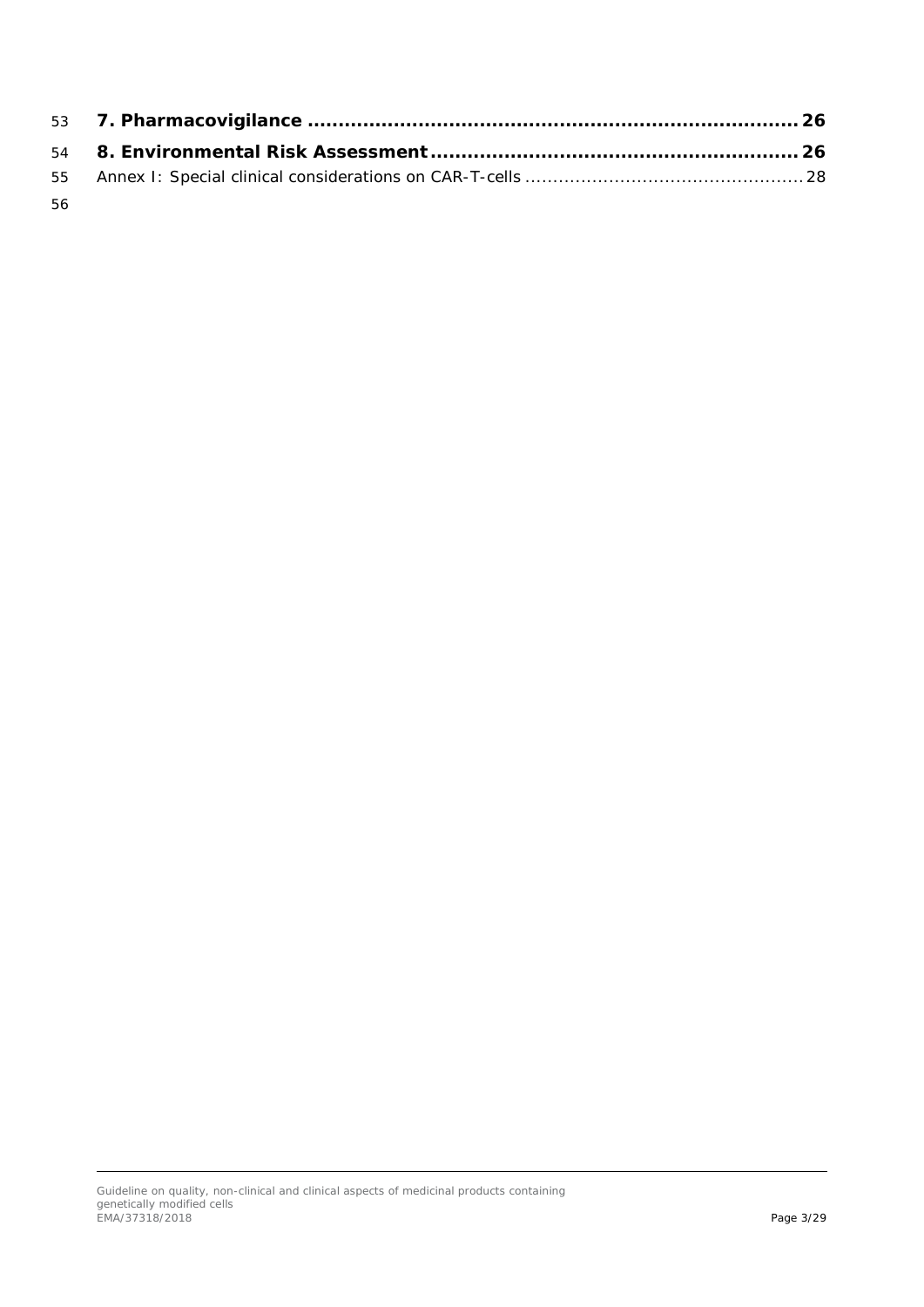**7. Pharmacovigilance ............................................................................. 26**

**8. Environmental Risk Assessment ......................................................... 26**

Annex I: Special clinical considerations on CAR-T-cells ................................................ 28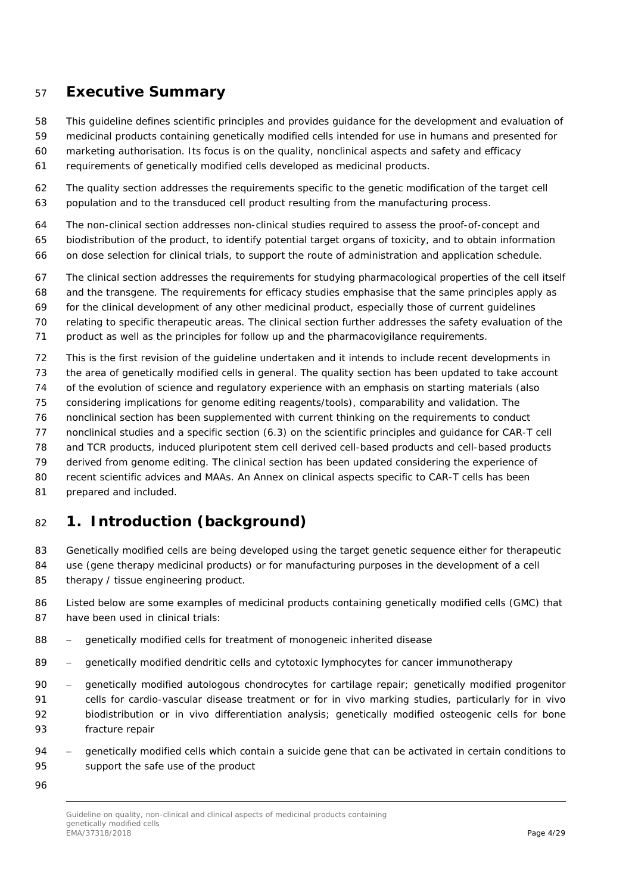# Executive Summary

This guideline defines scientific principles and provides guidance for the development and evaluation of medicinal products containing genetically modified cells intended for use in humans and presented for marketing authorisation. Its focus is on the quality, nonclinical aspects and safety and efficacy requirements of genetically modified cells developed as medicinal products.

The quality section addresses the requirements specific to the genetic modification of the target cell population and to the transduced cell product resulting from the manufacturing process.

The non-clinical section addresses non-clinical studies required to assess the proof-of-concept and biodistribution of the product, to identify potential target organs of toxicity, and to obtain information on dose selection for clinical trials, to support the route of administration and application schedule.

The clinical section addresses the requirements for studying pharmacological properties of the cell itself and the transgene. The requirements for efficacy studies emphasise that the same principles apply as for the clinical development of any other medicinal product, especially those of current guidelines relating to specific therapeutic areas. The clinical section further addresses the safety evaluation of the product as well as the principles for follow up and the pharmacovigilance requirements.

This is the first revision of the guideline undertaken and it intends to include recent developments in the area of genetically modified cells in general. The quality section has been updated to take account of the evolution of science and regulatory experience with an emphasis on starting materials (also considering implications for genome editing reagents/tools), comparability and validation. The nonclinical section has been supplemented with current thinking on the requirements to conduct nonclinical studies and a specific section (6.3) on the scientific principles and guidance for CAR-T cell and TCR products, induced pluripotent stem cell derived cell-based products and cell-based products derived from genome editing. The clinical section has been updated considering the experience of recent scientific advices and MAAs. An Annex on clinical aspects specific to CAR-T cells has been prepared and included.

# 1. Introduction (background)

Genetically modified cells are being developed using the target genetic sequence either for therapeutic use (gene therapy medicinal products) or for manufacturing purposes in the development of a cell therapy / tissue engineering product.

Listed below are some examples of medicinal products containing genetically modified cells (GMC) that have been used in clinical trials:

- genetically modified cells for treatment of monogeneic inherited disease
- genetically modified dendritic cells and cytotoxic lymphocytes for cancer immunotherapy
- genetically modified autologous chondrocytes for cartilage repair; genetically modified progenitor cells for cardio-vascular disease treatment or for in vivo marking studies, particularly for in vivo biodistribution or in vivo differentiation analysis; genetically modified osteogenic cells for bone fracture repair
- genetically modified cells which contain a suicide gene that can be activated in certain conditions to support the safe use of the product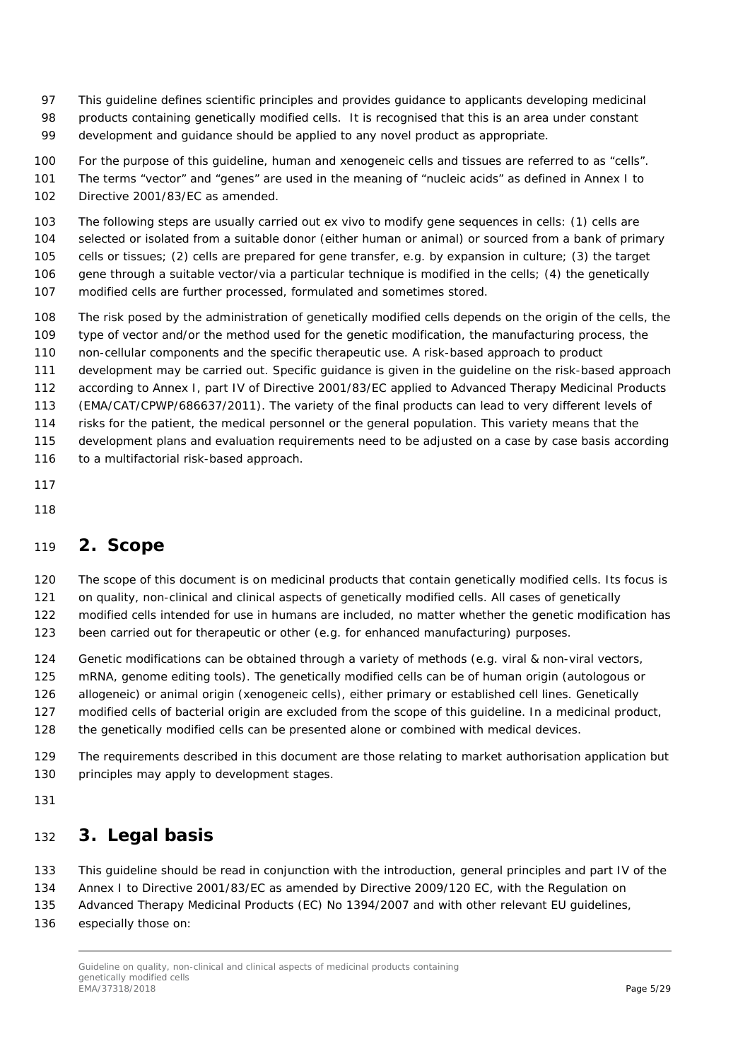This guideline defines scientific principles and provides guidance to applicants developing medicinal products containing genetically modified cells. It is recognised that this is an area under constant development and guidance should be applied to any novel product as appropriate.

For the purpose of this guideline, human and xenogeneic cells and tissues are referred to as "cells". The terms "vector" and "genes" are used in the meaning of "nucleic acids" as defined in Annex I to Directive 2001/83/EC as amended.

The following steps are usually carried out ex vivo to modify gene sequences in cells: (1) cells are selected or isolated from a suitable donor (either human or animal) or sourced from a bank of primary cells or tissues; (2) cells are prepared for gene transfer, e.g. by expansion in culture; (3) the target gene through a suitable vector/via a particular technique is modified in the cells; (4) the genetically modified cells are further processed, formulated and sometimes stored.

The risk posed by the administration of genetically modified cells depends on the origin of the cells, the type of vector and/or the method used for the genetic modification, the manufacturing process, the non-cellular components and the specific therapeutic use. A risk-based approach to product development may be carried out. Specific guidance is given in the guideline on the risk-based approach according to Annex I, part IV of Directive 2001/83/EC applied to Advanced Therapy Medicinal Products (EMA/CAT/CPWP/686637/2011). The variety of the final products can lead to very different levels of risks for the patient, the medical personnel or the general population. This variety means that the development plans and evaluation requirements need to be adjusted on a case by case basis according to a multifactorial risk-based approach.

## 2. Scope

The scope of this document is on medicinal products that contain genetically modified cells. Its focus is on quality, non-clinical and clinical aspects of genetically modified cells. All cases of genetically modified cells intended for use in humans are included, no matter whether the genetic modification has been carried out for therapeutic or other (e.g. for enhanced manufacturing) purposes.

Genetic modifications can be obtained through a variety of methods (e.g. viral & non-viral vectors, mRNA, genome editing tools). The genetically modified cells can be of human origin (autologous or allogeneic) or animal origin (xenogeneic cells), either primary or established cell lines. Genetically modified cells of bacterial origin are excluded from the scope of this guideline. In a medicinal product, the genetically modified cells can be presented alone or combined with medical devices.

The requirements described in this document are those relating to market authorisation application but principles may apply to development stages.

## 3. Legal basis

This guideline should be read in conjunction with the introduction, general principles and part IV of the Annex I to Directive 2001/83/EC as amended by Directive 2009/120 EC, with the Regulation on Advanced Therapy Medicinal Products (EC) No 1394/2007 and with other relevant EU guidelines, especially those on: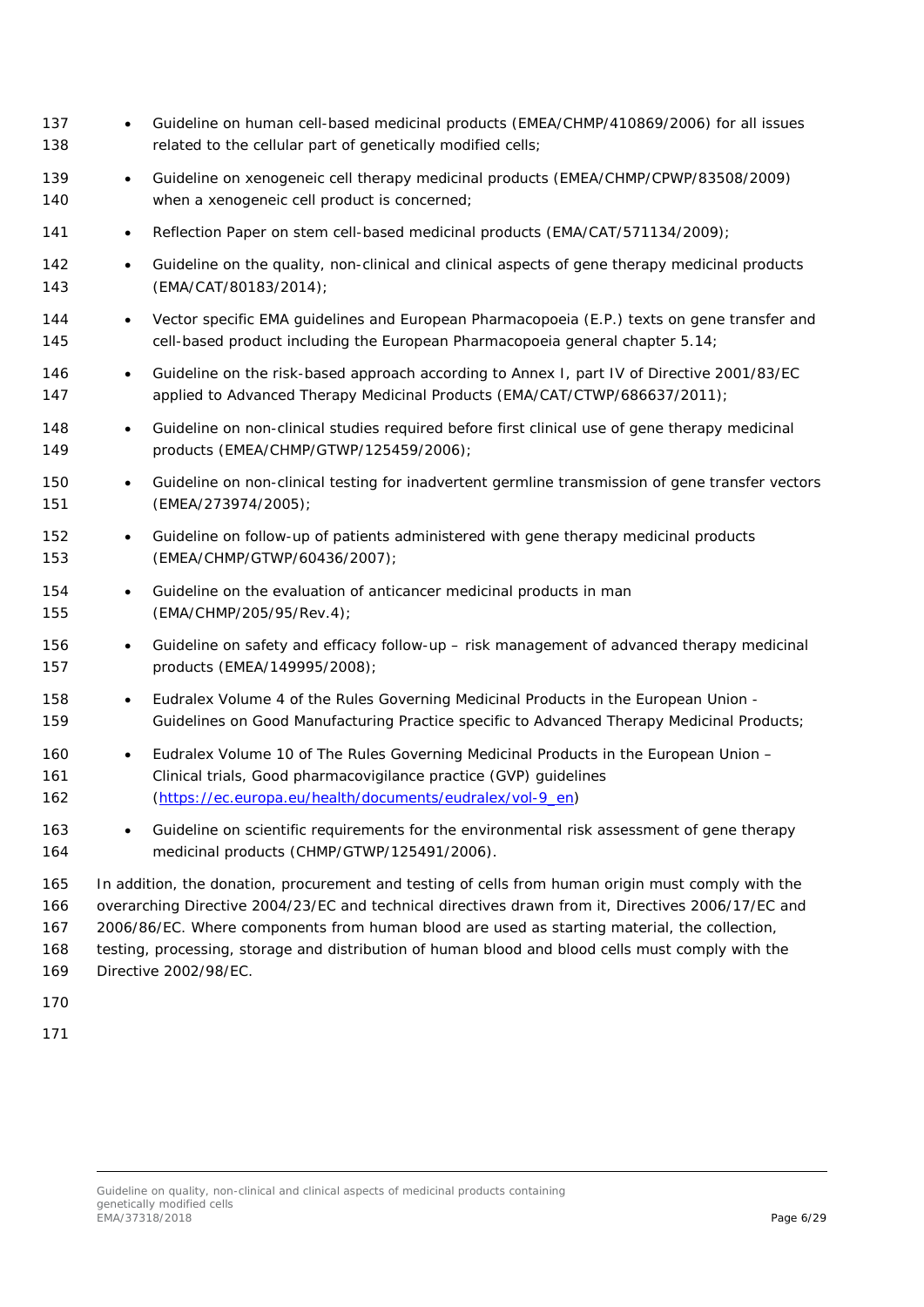- Guideline on human cell-based medicinal products (EMEA/CHMP/410869/2006) for all issues related to the cellular part of genetically modified cells;
- Guideline on xenogeneic cell therapy medicinal products (EMEA/CHMP/CPWP/83508/2009) when a xenogeneic cell product is concerned;
- Reflection Paper on stem cell-based medicinal products (EMA/CAT/571134/2009);
- Guideline on the quality, non-clinical and clinical aspects of gene therapy medicinal products (EMA/CAT/80183/2014);
- Vector specific EMA guidelines and European Pharmacopoeia (E.P.) texts on gene transfer and cell-based product including the European Pharmacopoeia general chapter 5.14;
- Guideline on the risk-based approach according to Annex I, part IV of Directive 2001/83/EC applied to Advanced Therapy Medicinal Products (EMA/CAT/CTWP/686637/2011);
- Guideline on non-clinical studies required before first clinical use of gene therapy medicinal products (EMEA/CHMP/GTWP/125459/2006);
- Guideline on non-clinical testing for inadvertent germline transmission of gene transfer vectors (EMEA/273974/2005);
- Guideline on follow-up of patients administered with gene therapy medicinal products (EMEA/CHMP/GTWP/60436/2007);
- Guideline on the evaluation of anticancer medicinal products in man (EMA/CHMP/205/95/Rev.4);
- Guideline on safety and efficacy follow-up – risk management of advanced therapy medicinal products (EMEA/149995/2008);
- Eudralex Volume 4 of the Rules Governing Medicinal Products in the European Union - Guidelines on Good Manufacturing Practice specific to Advanced Therapy Medicinal Products;
- Eudralex Volume 10 of The Rules Governing Medicinal Products in the European Union – Clinical trials, Good pharmacovigilance practice (GVP) guidelines (https://ec.europa.eu/health/documents/eudralex/vol-9_en)
- Guideline on scientific requirements for the environmental risk assessment of gene therapy medicinal products (CHMP/GTWP/125491/2006).

In addition, the donation, procurement and testing of cells from human origin must comply with the overarching Directive 2004/23/EC and technical directives drawn from it, Directives 2006/17/EC and 2006/86/EC. Where components from human blood are used as starting material, the collection, testing, processing, storage and distribution of human blood and blood cells must comply with the Directive 2002/98/EC.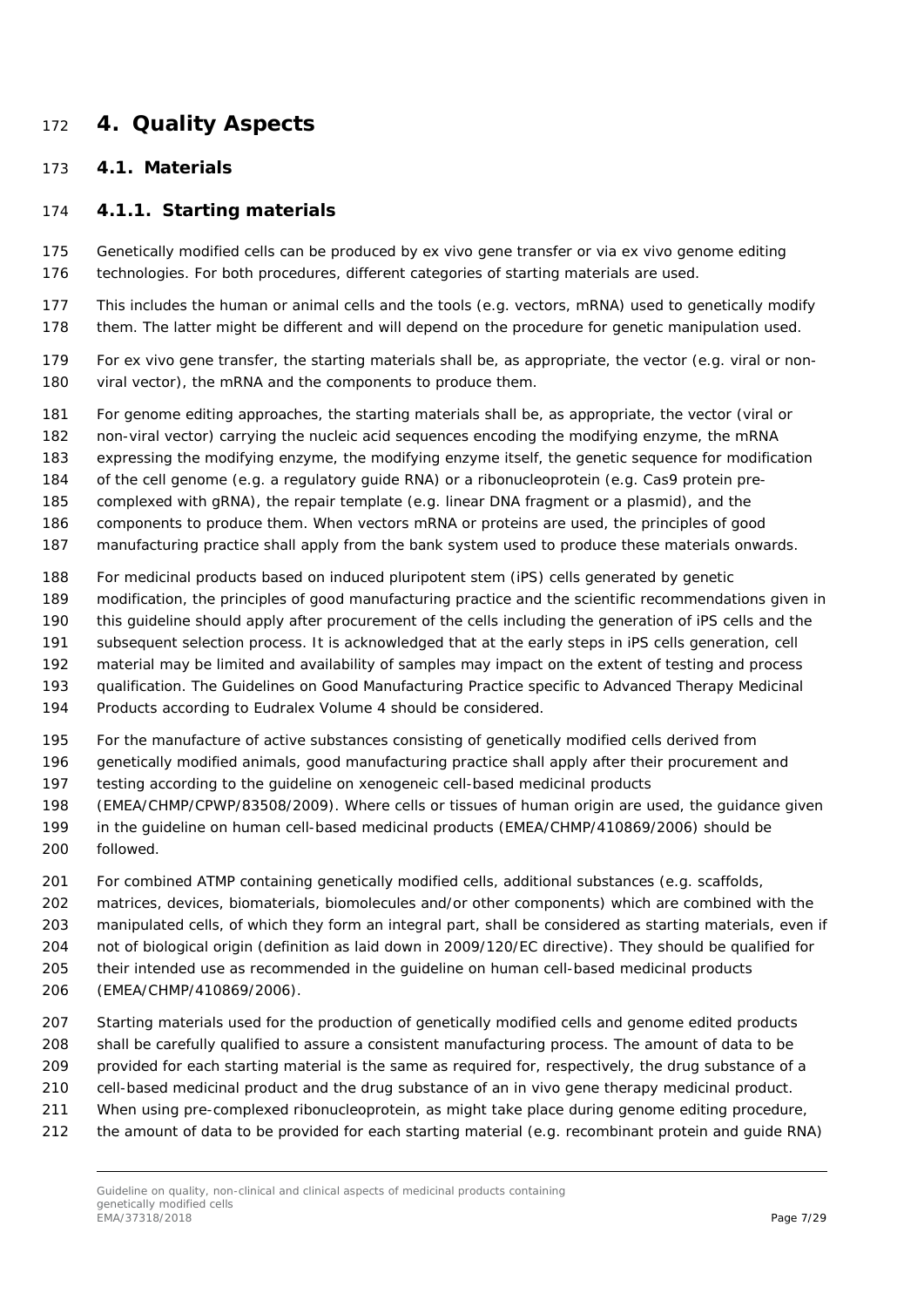# 4. Quality Aspects

## 4.1. Materials

### 4.1.1. Starting materials

Genetically modified cells can be produced by ex vivo gene transfer or via ex vivo genome editing technologies. For both procedures, different categories of starting materials are used.

This includes the human or animal cells and the tools (e.g. vectors, mRNA) used to genetically modify them. The latter might be different and will depend on the procedure for genetic manipulation used.

For ex vivo gene transfer, the starting materials shall be, as appropriate, the vector (e.g. viral or non-viral vector), the mRNA and the components to produce them.

For genome editing approaches, the starting materials shall be, as appropriate, the vector (viral or non-viral vector) carrying the nucleic acid sequences encoding the modifying enzyme, the mRNA expressing the modifying enzyme, the modifying enzyme itself, the genetic sequence for modification of the cell genome (e.g. a regulatory guide RNA) or a ribonucleoprotein (e.g. Cas9 protein pre-complexed with gRNA), the repair template (e.g. linear DNA fragment or a plasmid), and the components to produce them. When vectors mRNA or proteins are used, the principles of good manufacturing practice shall apply from the bank system used to produce these materials onwards.

For medicinal products based on induced pluripotent stem (iPS) cells generated by genetic modification, the principles of good manufacturing practice and the scientific recommendations given in this guideline should apply after procurement of the cells including the generation of iPS cells and the subsequent selection process. It is acknowledged that at the early steps in iPS cells generation, cell material may be limited and availability of samples may impact on the extent of testing and process qualification. The Guidelines on Good Manufacturing Practice specific to Advanced Therapy Medicinal Products according to Eudralex Volume 4 should be considered.

For the manufacture of active substances consisting of genetically modified cells derived from genetically modified animals, good manufacturing practice shall apply after their procurement and testing according to the guideline on xenogeneic cell-based medicinal products (EMEA/CHMP/CPWP/83508/2009). Where cells or tissues of human origin are used, the guidance given in the guideline on human cell-based medicinal products (EMEA/CHMP/410869/2006) should be followed.

For combined ATMP containing genetically modified cells, additional substances (e.g. scaffolds, matrices, devices, biomaterials, biomolecules and/or other components) which are combined with the manipulated cells, of which they form an integral part, shall be considered as starting materials, even if not of biological origin (definition as laid down in 2009/120/EC directive). They should be qualified for their intended use as recommended in the guideline on human cell-based medicinal products (EMEA/CHMP/410869/2006).

Starting materials used for the production of genetically modified cells and genome edited products shall be carefully qualified to assure a consistent manufacturing process. The amount of data to be provided for each starting material is the same as required for, respectively, the drug substance of a cell-based medicinal product and the drug substance of an in vivo gene therapy medicinal product. When using pre-complexed ribonucleoprotein, as might take place during genome editing procedure, the amount of data to be provided for each starting material (e.g. recombinant protein and guide RNA)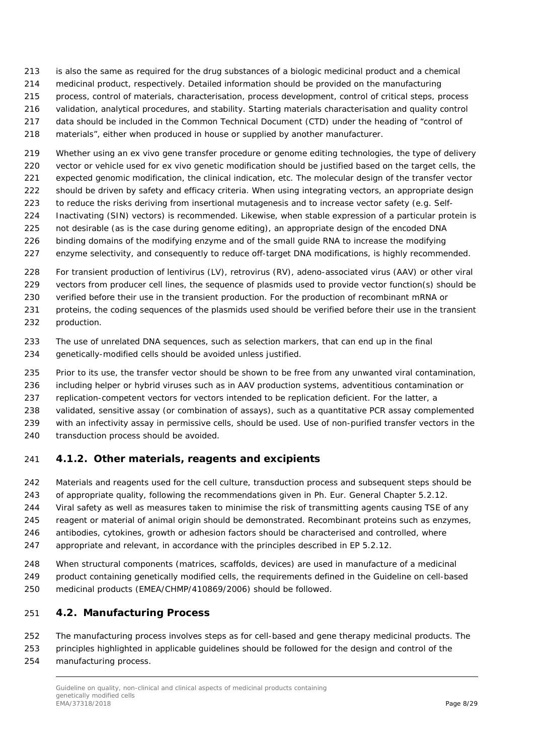is also the same as required for the drug substances of a biologic medicinal product and a chemical medicinal product, respectively. Detailed information should be provided on the manufacturing process, control of materials, characterisation, process development, control of critical steps, process validation, analytical procedures, and stability. Starting materials characterisation and quality control data should be included in the Common Technical Document (CTD) under the heading of "control of materials", either when produced in house or supplied by another manufacturer.

Whether using an ex vivo gene transfer procedure or genome editing technologies, the type of delivery vector or vehicle used for ex vivo genetic modification should be justified based on the target cells, the expected genomic modification, the clinical indication, etc. The molecular design of the transfer vector should be driven by safety and efficacy criteria. When using integrating vectors, an appropriate design to reduce the risks deriving from insertional mutagenesis and to increase vector safety (e.g. Self-Inactivating (SIN) vectors) is recommended. Likewise, when stable expression of a particular protein is not desirable (as is the case during genome editing), an appropriate design of the encoded DNA binding domains of the modifying enzyme and of the small guide RNA to increase the modifying enzyme selectivity, and consequently to reduce off-target DNA modifications, is highly recommended.

For transient production of lentivirus (LV), retrovirus (RV), adeno-associated virus (AAV) or other viral vectors from producer cell lines, the sequence of plasmids used to provide vector function(s) should be verified before their use in the transient production. For the production of recombinant mRNA or proteins, the coding sequences of the plasmids used should be verified before their use in the transient production.

The use of unrelated DNA sequences, such as selection markers, that can end up in the final genetically-modified cells should be avoided unless justified.

Prior to its use, the transfer vector should be shown to be free from any unwanted viral contamination, including helper or hybrid viruses such as in AAV production systems, adventitious contamination or replication-competent vectors for vectors intended to be replication deficient. For the latter, a validated, sensitive assay (or combination of assays), such as a quantitative PCR assay complemented with an infectivity assay in permissive cells, should be used. Use of non-purified transfer vectors in the transduction process should be avoided.

### 4.1.2. Other materials, reagents and excipients

Materials and reagents used for the cell culture, transduction process and subsequent steps should be of appropriate quality, following the recommendations given in Ph. Eur. General Chapter 5.2.12. Viral safety as well as measures taken to minimise the risk of transmitting agents causing TSE of any reagent or material of animal origin should be demonstrated. Recombinant proteins such as enzymes, antibodies, cytokines, growth or adhesion factors should be characterised and controlled, where appropriate and relevant, in accordance with the principles described in EP 5.2.12.

When structural components (matrices, scaffolds, devices) are used in manufacture of a medicinal product containing genetically modified cells, the requirements defined in the Guideline on cell-based medicinal products (EMEA/CHMP/410869/2006) should be followed.

## 4.2. Manufacturing Process

The manufacturing process involves steps as for cell-based and gene therapy medicinal products. The principles highlighted in applicable guidelines should be followed for the design and control of the manufacturing process.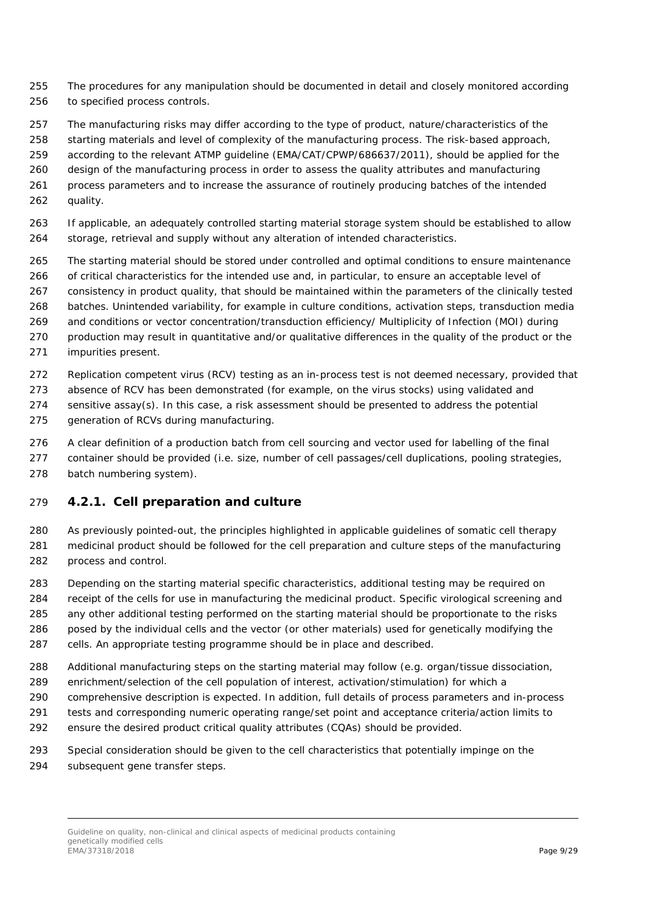The procedures for any manipulation should be documented in detail and closely monitored according to specified process controls.

The manufacturing risks may differ according to the type of product, nature/characteristics of the starting materials and level of complexity of the manufacturing process. The risk-based approach, according to the relevant ATMP guideline (EMA/CAT/CPWP/686637/2011), should be applied for the design of the manufacturing process in order to assess the quality attributes and manufacturing process parameters and to increase the assurance of routinely producing batches of the intended quality.

If applicable, an adequately controlled starting material storage system should be established to allow storage, retrieval and supply without any alteration of intended characteristics.

The starting material should be stored under controlled and optimal conditions to ensure maintenance of critical characteristics for the intended use and, in particular, to ensure an acceptable level of consistency in product quality, that should be maintained within the parameters of the clinically tested batches. Unintended variability, for example in culture conditions, activation steps, transduction media and conditions or vector concentration/transduction efficiency/ Multiplicity of Infection (MOI) during production may result in quantitative and/or qualitative differences in the quality of the product or the impurities present.

Replication competent virus (RCV) testing as an in-process test is not deemed necessary, provided that absence of RCV has been demonstrated (for example, on the virus stocks) using validated and sensitive assay(s). In this case, a risk assessment should be presented to address the potential generation of RCVs during manufacturing.

A clear definition of a production batch from cell sourcing and vector used for labelling of the final container should be provided (i.e. size, number of cell passages/cell duplications, pooling strategies, batch numbering system).

### 4.2.1. Cell preparation and culture

As previously pointed-out, the principles highlighted in applicable guidelines of somatic cell therapy medicinal product should be followed for the cell preparation and culture steps of the manufacturing process and control.

Depending on the starting material specific characteristics, additional testing may be required on receipt of the cells for use in manufacturing the medicinal product. Specific virological screening and any other additional testing performed on the starting material should be proportionate to the risks posed by the individual cells and the vector (or other materials) used for genetically modifying the cells. An appropriate testing programme should be in place and described.

Additional manufacturing steps on the starting material may follow (e.g. organ/tissue dissociation, enrichment/selection of the cell population of interest, activation/stimulation) for which a comprehensive description is expected. In addition, full details of process parameters and in-process tests and corresponding numeric operating range/set point and acceptance criteria/action limits to ensure the desired product critical quality attributes (CQAs) should be provided.

Special consideration should be given to the cell characteristics that potentially impinge on the subsequent gene transfer steps.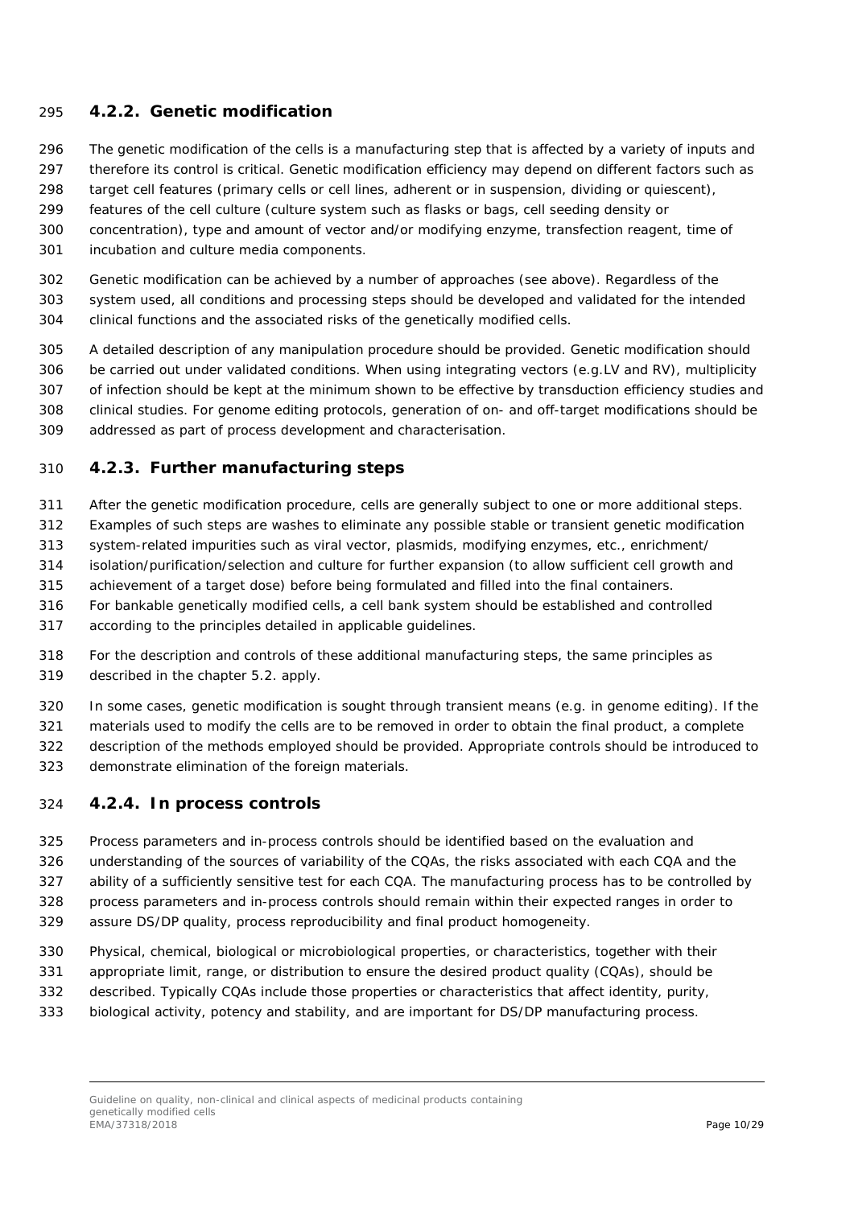### 4.2.2. Genetic modification

The genetic modification of the cells is a manufacturing step that is affected by a variety of inputs and therefore its control is critical. Genetic modification efficiency may depend on different factors such as target cell features (primary cells or cell lines, adherent or in suspension, dividing or quiescent), features of the cell culture (culture system such as flasks or bags, cell seeding density or concentration), type and amount of vector and/or modifying enzyme, transfection reagent, time of incubation and culture media components.

Genetic modification can be achieved by a number of approaches (see above). Regardless of the system used, all conditions and processing steps should be developed and validated for the intended clinical functions and the associated risks of the genetically modified cells.

A detailed description of any manipulation procedure should be provided. Genetic modification should be carried out under validated conditions. When using integrating vectors (e.g.LV and RV), multiplicity of infection should be kept at the minimum shown to be effective by transduction efficiency studies and clinical studies. For genome editing protocols, generation of on- and off-target modifications should be addressed as part of process development and characterisation.

### 4.2.3. Further manufacturing steps

After the genetic modification procedure, cells are generally subject to one or more additional steps. Examples of such steps are washes to eliminate any possible stable or transient genetic modification system-related impurities such as viral vector, plasmids, modifying enzymes, etc., enrichment/ isolation/purification/selection and culture for further expansion (to allow sufficient cell growth and achievement of a target dose) before being formulated and filled into the final containers. For bankable genetically modified cells, a cell bank system should be established and controlled according to the principles detailed in applicable guidelines.

For the description and controls of these additional manufacturing steps, the same principles as described in the chapter 5.2. apply.

In some cases, genetic modification is sought through transient means (e.g. in genome editing). If the materials used to modify the cells are to be removed in order to obtain the final product, a complete description of the methods employed should be provided. Appropriate controls should be introduced to demonstrate elimination of the foreign materials.

### 4.2.4. In process controls

Process parameters and in-process controls should be identified based on the evaluation and understanding of the sources of variability of the CQAs, the risks associated with each CQA and the ability of a sufficiently sensitive test for each CQA. The manufacturing process has to be controlled by process parameters and in-process controls should remain within their expected ranges in order to assure DS/DP quality, process reproducibility and final product homogeneity.

Physical, chemical, biological or microbiological properties, or characteristics, together with their appropriate limit, range, or distribution to ensure the desired product quality (CQAs), should be described. Typically CQAs include those properties or characteristics that affect identity, purity, biological activity, potency and stability, and are important for DS/DP manufacturing process.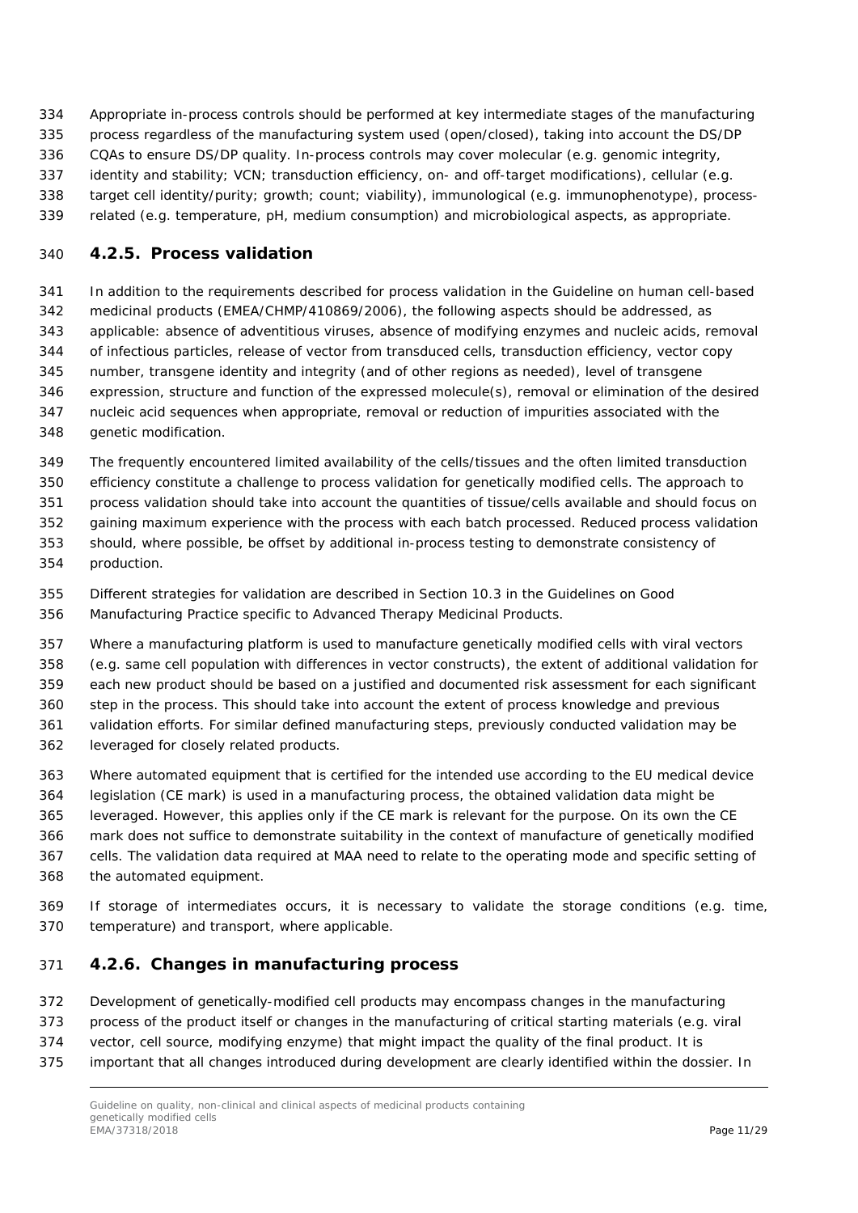Appropriate in-process controls should be performed at key intermediate stages of the manufacturing process regardless of the manufacturing system used (open/closed), taking into account the DS/DP CQAs to ensure DS/DP quality. In-process controls may cover molecular (e.g. genomic integrity, identity and stability; VCN; transduction efficiency, on- and off-target modifications), cellular (e.g. target cell identity/purity; growth; count; viability), immunological (e.g. immunophenotype), process-related (e.g. temperature, pH, medium consumption) and microbiological aspects, as appropriate.

### 4.2.5. Process validation

In addition to the requirements described for process validation in the Guideline on human cell-based medicinal products (EMEA/CHMP/410869/2006), the following aspects should be addressed, as applicable: absence of adventitious viruses, absence of modifying enzymes and nucleic acids, removal of infectious particles, release of vector from transduced cells, transduction efficiency, vector copy number, transgene identity and integrity (and of other regions as needed), level of transgene expression, structure and function of the expressed molecule(s), removal or elimination of the desired nucleic acid sequences when appropriate, removal or reduction of impurities associated with the genetic modification.

The frequently encountered limited availability of the cells/tissues and the often limited transduction efficiency constitute a challenge to process validation for genetically modified cells. The approach to process validation should take into account the quantities of tissue/cells available and should focus on gaining maximum experience with the process with each batch processed. Reduced process validation should, where possible, be offset by additional in-process testing to demonstrate consistency of production.

Different strategies for validation are described in Section 10.3 in the Guidelines on Good Manufacturing Practice specific to Advanced Therapy Medicinal Products.

Where a manufacturing platform is used to manufacture genetically modified cells with viral vectors (e.g. same cell population with differences in vector constructs), the extent of additional validation for each new product should be based on a justified and documented risk assessment for each significant step in the process. This should take into account the extent of process knowledge and previous validation efforts. For similar defined manufacturing steps, previously conducted validation may be leveraged for closely related products.

Where automated equipment that is certified for the intended use according to the EU medical device legislation (CE mark) is used in a manufacturing process, the obtained validation data might be leveraged. However, this applies only if the CE mark is relevant for the purpose. On its own the CE mark does not suffice to demonstrate suitability in the context of manufacture of genetically modified cells. The validation data required at MAA need to relate to the operating mode and specific setting of the automated equipment.

If storage of intermediates occurs, it is necessary to validate the storage conditions (e.g. time, temperature) and transport, where applicable.

### 4.2.6. Changes in manufacturing process

Development of genetically-modified cell products may encompass changes in the manufacturing process of the product itself or changes in the manufacturing of critical starting materials (e.g. viral vector, cell source, modifying enzyme) that might impact the quality of the final product. It is important that all changes introduced during development are clearly identified within the dossier. In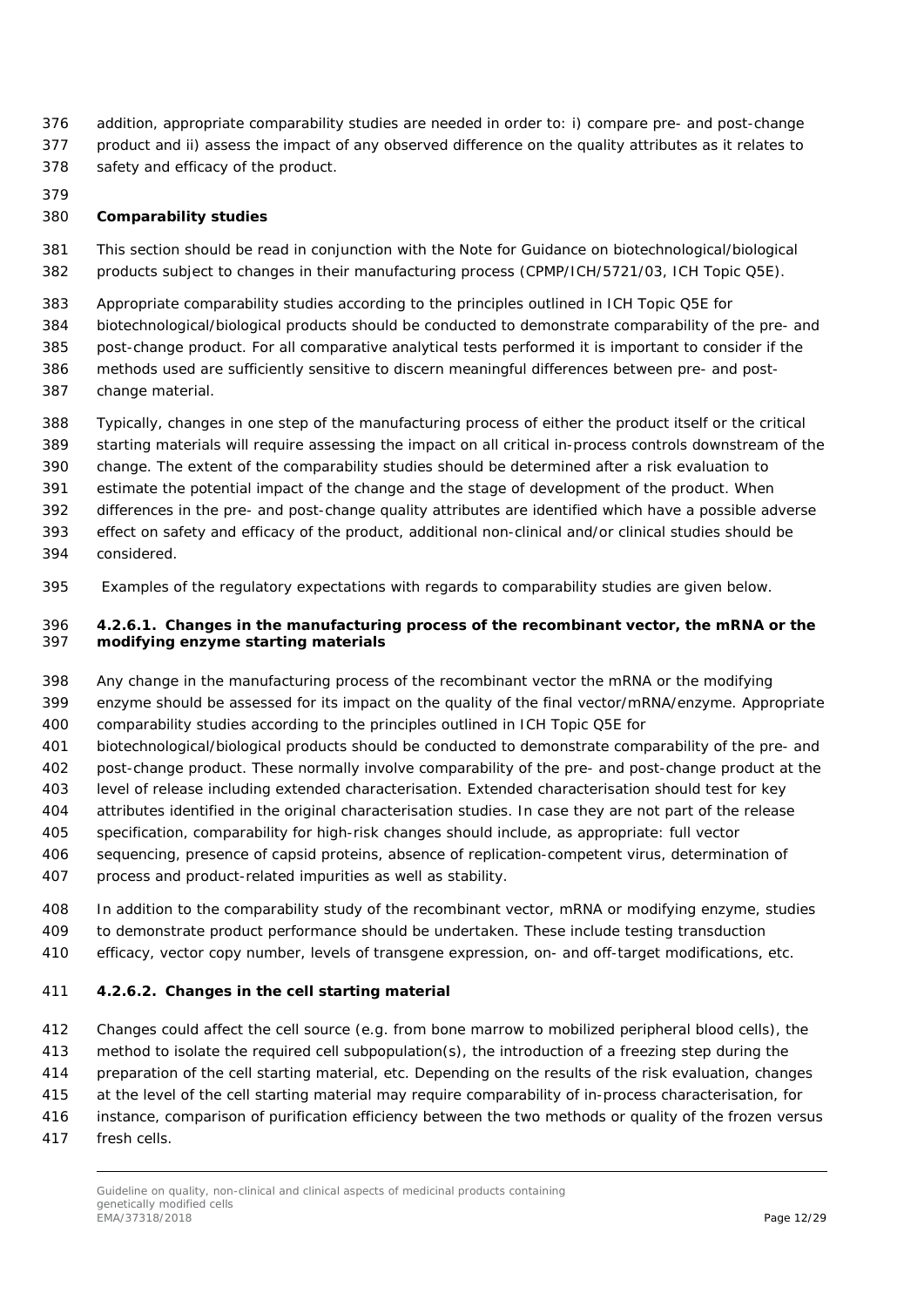addition, appropriate comparability studies are needed in order to: i) compare pre- and post-change product and ii) assess the impact of any observed difference on the quality attributes as it relates to safety and efficacy of the product.

**Comparability studies**

This section should be read in conjunction with the Note for Guidance on biotechnological/biological products subject to changes in their manufacturing process (CPMP/ICH/5721/03, ICH Topic Q5E).

Appropriate comparability studies according to the principles outlined in ICH Topic Q5E for biotechnological/biological products should be conducted to demonstrate comparability of the pre- and post-change product. For all comparative analytical tests performed it is important to consider if the methods used are sufficiently sensitive to discern meaningful differences between pre- and post-change material.

Typically, changes in one step of the manufacturing process of either the product itself or the critical starting materials will require assessing the impact on all critical in-process controls downstream of the change. The extent of the comparability studies should be determined after a risk evaluation to estimate the potential impact of the change and the stage of development of the product. When differences in the pre- and post-change quality attributes are identified which have a possible adverse effect on safety and efficacy of the product, additional non-clinical and/or clinical studies should be considered.

Examples of the regulatory expectations with regards to comparability studies are given below.

#### 4.2.6.1. Changes in the manufacturing process of the recombinant vector, the mRNA or the modifying enzyme starting materials

Any change in the manufacturing process of the recombinant vector the mRNA or the modifying enzyme should be assessed for its impact on the quality of the final vector/mRNA/enzyme. Appropriate comparability studies according to the principles outlined in ICH Topic Q5E for biotechnological/biological products should be conducted to demonstrate comparability of the pre- and post-change product. These normally involve comparability of the pre- and post-change product at the level of release including extended characterisation. Extended characterisation should test for key attributes identified in the original characterisation studies. In case they are not part of the release specification, comparability for high-risk changes should include, as appropriate: full vector sequencing, presence of capsid proteins, absence of replication-competent virus, determination of process and product-related impurities as well as stability.

In addition to the comparability study of the recombinant vector, mRNA or modifying enzyme, studies to demonstrate product performance should be undertaken. These include testing transduction efficacy, vector copy number, levels of transgene expression, on- and off-target modifications, etc.

#### 4.2.6.2. Changes in the cell starting material

Changes could affect the cell source (e.g. from bone marrow to mobilized peripheral blood cells), the method to isolate the required cell subpopulation(s), the introduction of a freezing step during the preparation of the cell starting material, etc. Depending on the results of the risk evaluation, changes at the level of the cell starting material may require comparability of in-process characterisation, for instance, comparison of purification efficiency between the two methods or quality of the frozen versus fresh cells.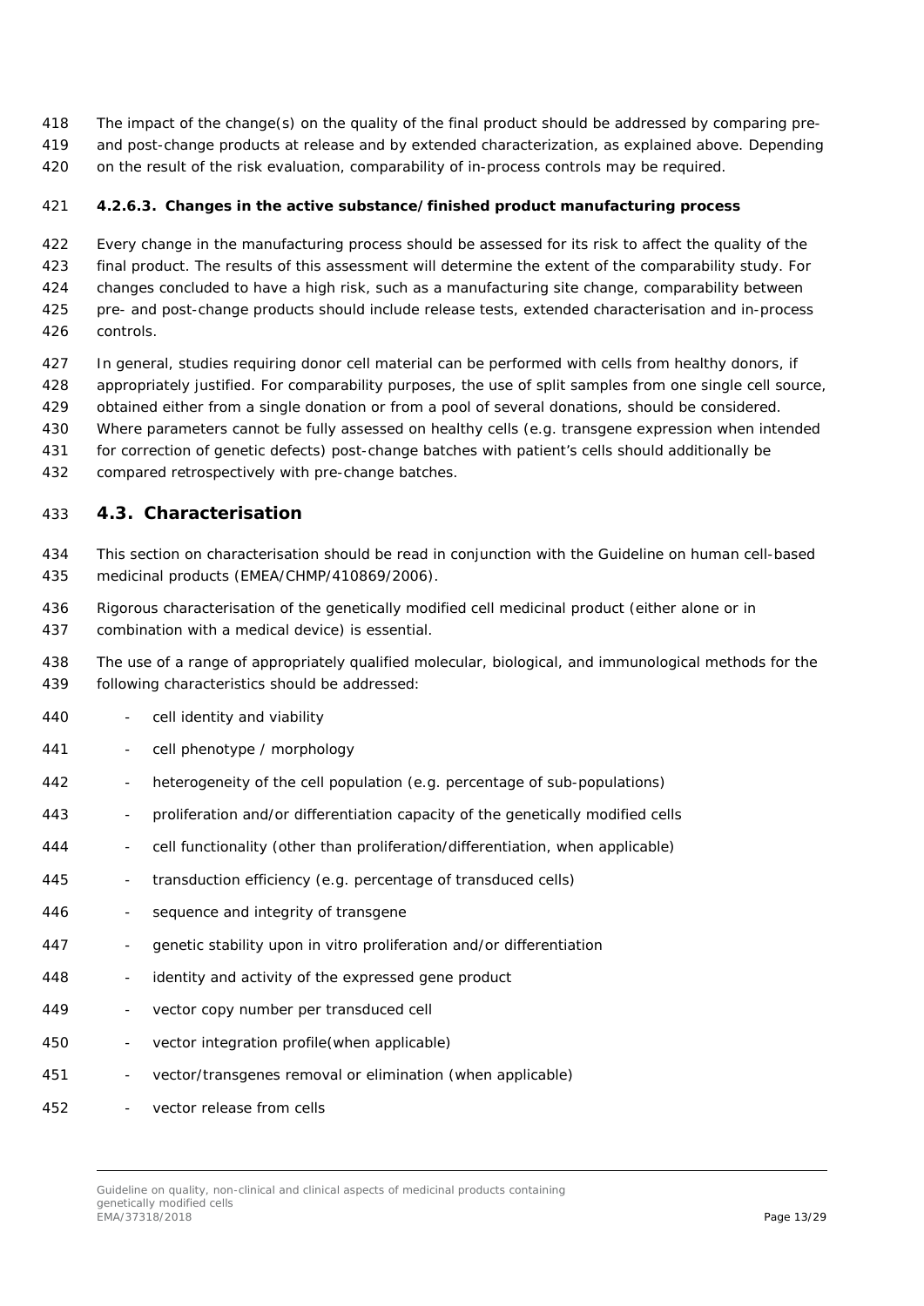The impact of the change(s) on the quality of the final product should be addressed by comparing pre- and post-change products at release and by extended characterization, as explained above. Depending on the result of the risk evaluation, comparability of in-process controls may be required.

#### 4.2.6.3. Changes in the active substance/finished product manufacturing process

Every change in the manufacturing process should be assessed for its risk to affect the quality of the final product. The results of this assessment will determine the extent of the comparability study. For changes concluded to have a high risk, such as a manufacturing site change, comparability between pre- and post-change products should include release tests, extended characterisation and in-process controls.

In general, studies requiring donor cell material can be performed with cells from healthy donors, if appropriately justified. For comparability purposes, the use of split samples from one single cell source, obtained either from a single donation or from a pool of several donations, should be considered. Where parameters cannot be fully assessed on healthy cells (e.g. transgene expression when intended for correction of genetic defects) post-change batches with patient's cells should additionally be compared retrospectively with pre-change batches.

## 4.3. Characterisation

This section on characterisation should be read in conjunction with the Guideline on human cell-based medicinal products (EMEA/CHMP/410869/2006).

Rigorous characterisation of the genetically modified cell medicinal product (either alone or in combination with a medical device) is essential.

The use of a range of appropriately qualified molecular, biological, and immunological methods for the following characteristics should be addressed:

- cell identity and viability
- cell phenotype / morphology
- heterogeneity of the cell population (e.g. percentage of sub-populations)
- proliferation and/or differentiation capacity of the genetically modified cells
- cell functionality (other than proliferation/differentiation, when applicable)
- transduction efficiency (e.g. percentage of transduced cells)
- sequence and integrity of transgene
- genetic stability upon in vitro proliferation and/or differentiation
- identity and activity of the expressed gene product
- vector copy number per transduced cell
- vector integration profile(when applicable)
- vector/transgenes removal or elimination (when applicable)
- vector release from cells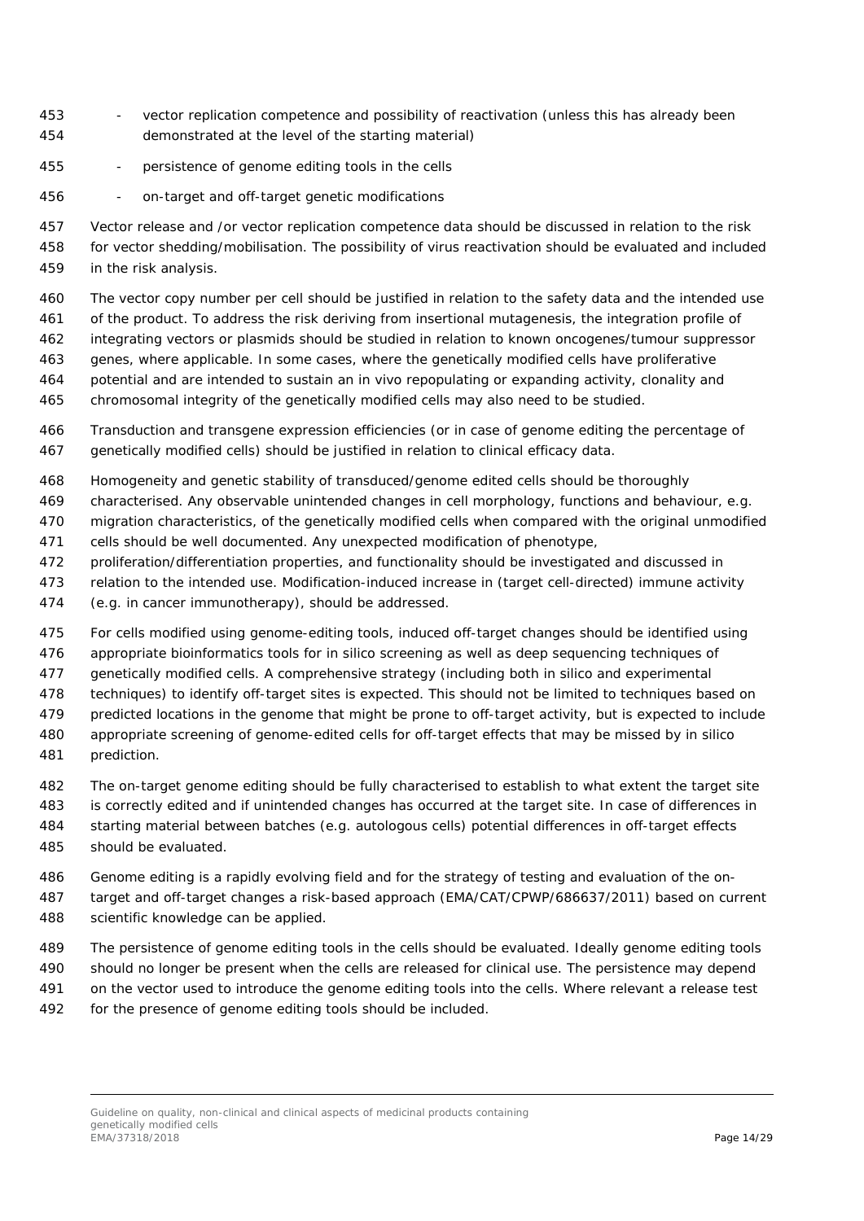- vector replication competence and possibility of reactivation (unless this has already been demonstrated at the level of the starting material)
- persistence of genome editing tools in the cells
- on-target and off-target genetic modifications

Vector release and /or vector replication competence data should be discussed in relation to the risk for vector shedding/mobilisation. The possibility of virus reactivation should be evaluated and included in the risk analysis.

The vector copy number per cell should be justified in relation to the safety data and the intended use of the product. To address the risk deriving from insertional mutagenesis, the integration profile of integrating vectors or plasmids should be studied in relation to known oncogenes/tumour suppressor genes, where applicable. In some cases, where the genetically modified cells have proliferative potential and are intended to sustain an in vivo repopulating or expanding activity, clonality and chromosomal integrity of the genetically modified cells may also need to be studied.

Transduction and transgene expression efficiencies (or in case of genome editing the percentage of genetically modified cells) should be justified in relation to clinical efficacy data.

Homogeneity and genetic stability of transduced/genome edited cells should be thoroughly characterised. Any observable unintended changes in cell morphology, functions and behaviour, e.g. migration characteristics, of the genetically modified cells when compared with the original unmodified cells should be well documented. Any unexpected modification of phenotype, proliferation/differentiation properties, and functionality should be investigated and discussed in relation to the intended use. Modification-induced increase in (target cell-directed) immune activity (e.g. in cancer immunotherapy), should be addressed.

For cells modified using genome-editing tools, induced off-target changes should be identified using appropriate bioinformatics tools for in silico screening as well as deep sequencing techniques of genetically modified cells. A comprehensive strategy (including both in silico and experimental techniques) to identify off-target sites is expected. This should not be limited to techniques based on predicted locations in the genome that might be prone to off-target activity, but is expected to include appropriate screening of genome-edited cells for off-target effects that may be missed by in silico prediction.

The on-target genome editing should be fully characterised to establish to what extent the target site is correctly edited and if unintended changes has occurred at the target site. In case of differences in starting material between batches (e.g. autologous cells) potential differences in off-target effects should be evaluated.

Genome editing is a rapidly evolving field and for the strategy of testing and evaluation of the on-target and off-target changes a risk-based approach (EMA/CAT/CPWP/686637/2011) based on current scientific knowledge can be applied.

The persistence of genome editing tools in the cells should be evaluated. Ideally genome editing tools should no longer be present when the cells are released for clinical use. The persistence may depend on the vector used to introduce the genome editing tools into the cells. Where relevant a release test for the presence of genome editing tools should be included.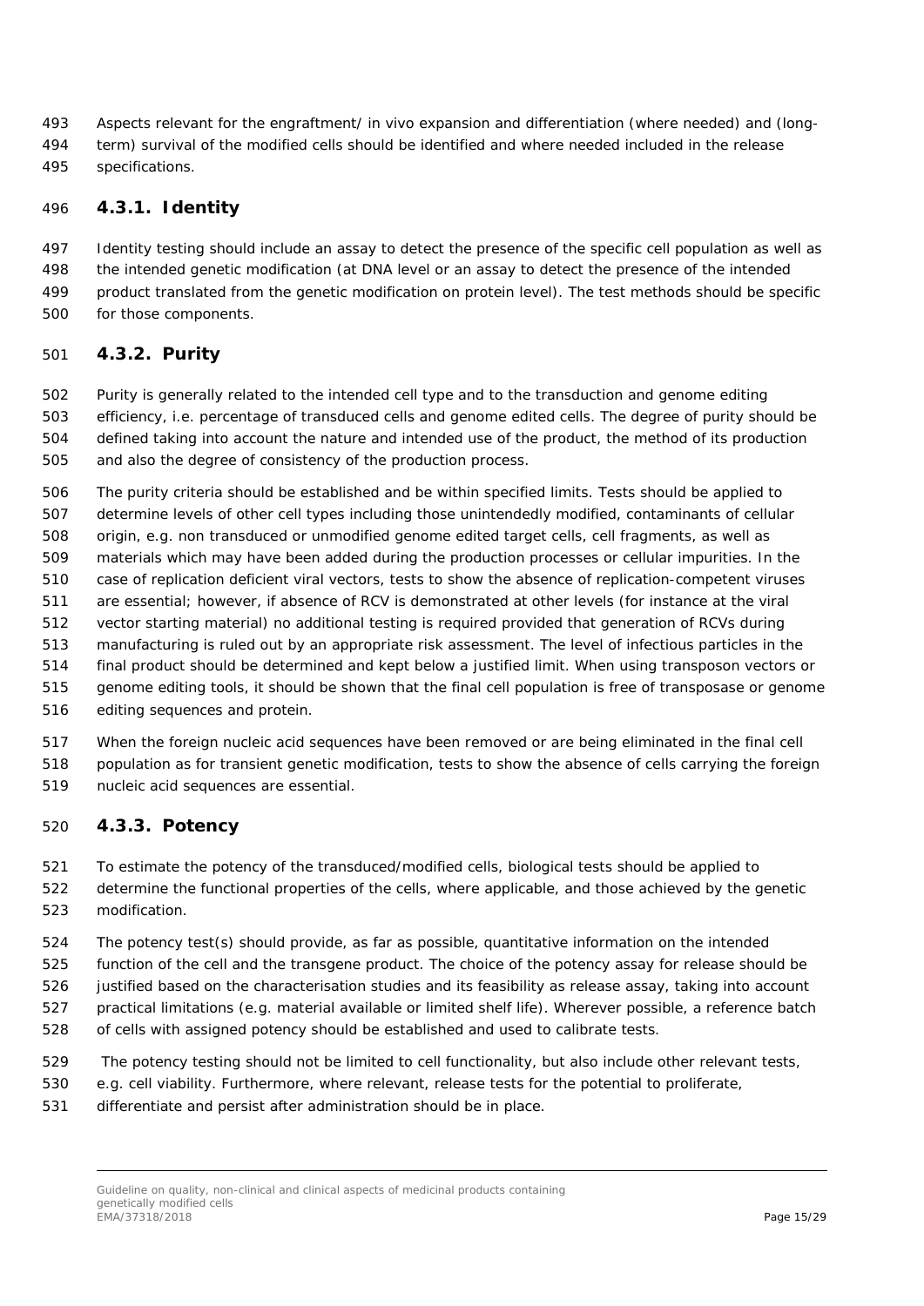Aspects relevant for the engraftment/ in vivo expansion and differentiation (where needed) and (long-term) survival of the modified cells should be identified and where needed included in the release specifications.

### 4.3.1. Identity

Identity testing should include an assay to detect the presence of the specific cell population as well as the intended genetic modification (at DNA level or an assay to detect the presence of the intended product translated from the genetic modification on protein level). The test methods should be specific for those components.

### 4.3.2. Purity

Purity is generally related to the intended cell type and to the transduction and genome editing efficiency, i.e. percentage of transduced cells and genome edited cells. The degree of purity should be defined taking into account the nature and intended use of the product, the method of its production and also the degree of consistency of the production process.

The purity criteria should be established and be within specified limits. Tests should be applied to determine levels of other cell types including those unintendedly modified, contaminants of cellular origin, e.g. non transduced or unmodified genome edited target cells, cell fragments, as well as materials which may have been added during the production processes or cellular impurities. In the case of replication deficient viral vectors, tests to show the absence of replication-competent viruses are essential; however, if absence of RCV is demonstrated at other levels (for instance at the viral vector starting material) no additional testing is required provided that generation of RCVs during manufacturing is ruled out by an appropriate risk assessment. The level of infectious particles in the final product should be determined and kept below a justified limit. When using transposon vectors or genome editing tools, it should be shown that the final cell population is free of transposase or genome editing sequences and protein.

When the foreign nucleic acid sequences have been removed or are being eliminated in the final cell population as for transient genetic modification, tests to show the absence of cells carrying the foreign nucleic acid sequences are essential.

### 4.3.3. Potency

To estimate the potency of the transduced/modified cells, biological tests should be applied to determine the functional properties of the cells, where applicable, and those achieved by the genetic modification.

The potency test(s) should provide, as far as possible, quantitative information on the intended function of the cell and the transgene product. The choice of the potency assay for release should be justified based on the characterisation studies and its feasibility as release assay, taking into account practical limitations (e.g. material available or limited shelf life). Wherever possible, a reference batch of cells with assigned potency should be established and used to calibrate tests.

The potency testing should not be limited to cell functionality, but also include other relevant tests, e.g. cell viability. Furthermore, where relevant, release tests for the potential to proliferate, differentiate and persist after administration should be in place.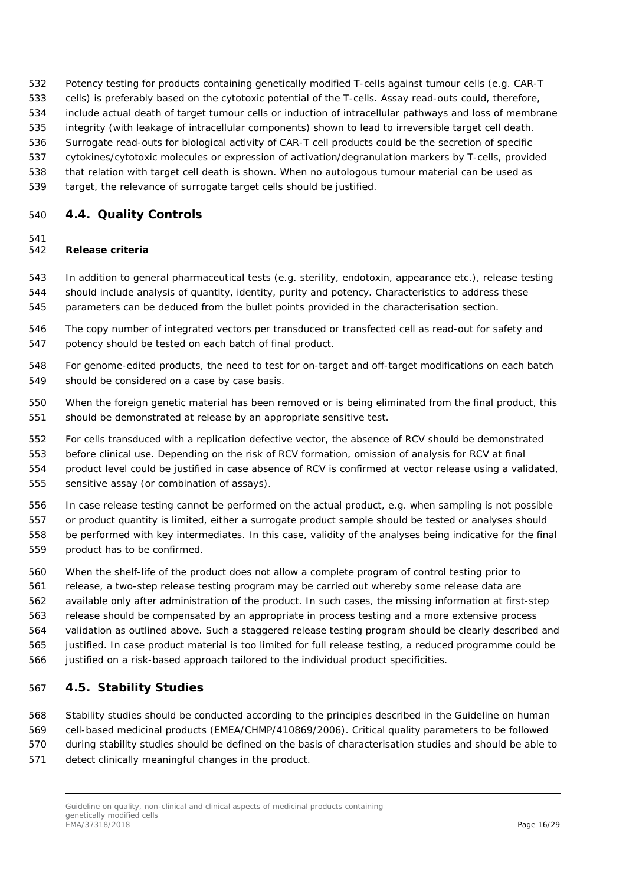Potency testing for products containing genetically modified T-cells against tumour cells (e.g. CAR-T cells) is preferably based on the cytotoxic potential of the T-cells. Assay read-outs could, therefore, include actual death of target tumour cells or induction of intracellular pathways and loss of membrane integrity (with leakage of intracellular components) shown to lead to irreversible target cell death. Surrogate read-outs for biological activity of CAR-T cell products could be the secretion of specific cytokines/cytotoxic molecules or expression of activation/degranulation markers by T-cells, provided that relation with target cell death is shown. When no autologous tumour material can be used as target, the relevance of surrogate target cells should be justified.

## 4.4. Quality Controls

**Release criteria**

In addition to general pharmaceutical tests (e.g. sterility, endotoxin, appearance etc.), release testing should include analysis of quantity, identity, purity and potency. Characteristics to address these parameters can be deduced from the bullet points provided in the characterisation section.

The copy number of integrated vectors per transduced or transfected cell as read-out for safety and potency should be tested on each batch of final product.

For genome-edited products, the need to test for on-target and off-target modifications on each batch should be considered on a case by case basis.

When the foreign genetic material has been removed or is being eliminated from the final product, this should be demonstrated at release by an appropriate sensitive test.

For cells transduced with a replication defective vector, the absence of RCV should be demonstrated before clinical use. Depending on the risk of RCV formation, omission of analysis for RCV at final product level could be justified in case absence of RCV is confirmed at vector release using a validated, sensitive assay (or combination of assays).

In case release testing cannot be performed on the actual product, e.g. when sampling is not possible or product quantity is limited, either a surrogate product sample should be tested or analyses should be performed with key intermediates. In this case, validity of the analyses being indicative for the final product has to be confirmed.

When the shelf-life of the product does not allow a complete program of control testing prior to release, a two-step release testing program may be carried out whereby some release data are available only after administration of the product. In such cases, the missing information at first-step release should be compensated by an appropriate in process testing and a more extensive process validation as outlined above. Such a staggered release testing program should be clearly described and justified. In case product material is too limited for full release testing, a reduced programme could be justified on a risk-based approach tailored to the individual product specificities.

## 4.5. Stability Studies

Stability studies should be conducted according to the principles described in the Guideline on human cell-based medicinal products (EMEA/CHMP/410869/2006). Critical quality parameters to be followed during stability studies should be defined on the basis of characterisation studies and should be able to detect clinically meaningful changes in the product.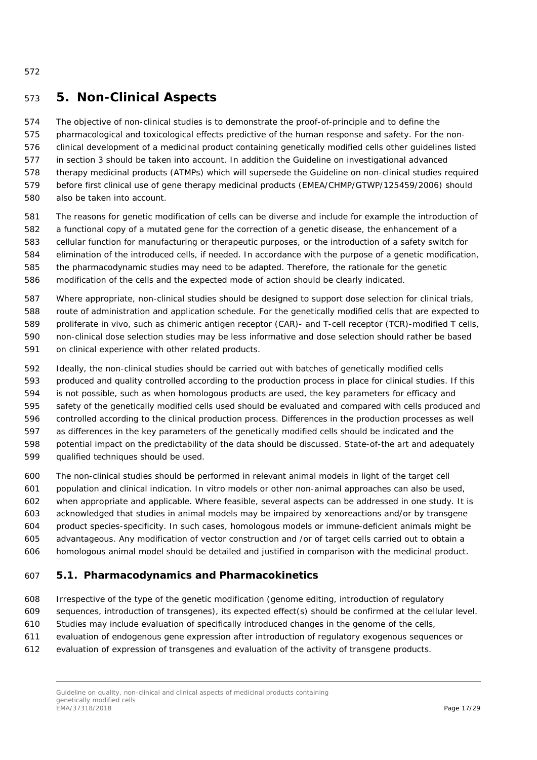## 5. Non-Clinical Aspects

The objective of non-clinical studies is to demonstrate the proof-of-principle and to define the pharmacological and toxicological effects predictive of the human response and safety. For the non-clinical development of a medicinal product containing genetically modified cells other guidelines listed in section 3 should be taken into account. In addition the Guideline on investigational advanced therapy medicinal products (ATMPs) which will supersede the Guideline on non-clinical studies required before first clinical use of gene therapy medicinal products (EMEA/CHMP/GTWP/125459/2006) should also be taken into account.

The reasons for genetic modification of cells can be diverse and include for example the introduction of a functional copy of a mutated gene for the correction of a genetic disease, the enhancement of a cellular function for manufacturing or therapeutic purposes, or the introduction of a safety switch for elimination of the introduced cells, if needed. In accordance with the purpose of a genetic modification, the pharmacodynamic studies may need to be adapted. Therefore, the rationale for the genetic modification of the cells and the expected mode of action should be clearly indicated.

Where appropriate, non-clinical studies should be designed to support dose selection for clinical trials, route of administration and application schedule. For the genetically modified cells that are expected to proliferate in vivo, such as chimeric antigen receptor (CAR)- and T-cell receptor (TCR)-modified T cells, non-clinical dose selection studies may be less informative and dose selection should rather be based on clinical experience with other related products.

Ideally, the non-clinical studies should be carried out with batches of genetically modified cells produced and quality controlled according to the production process in place for clinical studies. If this is not possible, such as when homologous products are used, the key parameters for efficacy and safety of the genetically modified cells used should be evaluated and compared with cells produced and controlled according to the clinical production process. Differences in the production processes as well as differences in the key parameters of the genetically modified cells should be indicated and the potential impact on the predictability of the data should be discussed. State-of-the art and adequately qualified techniques should be used.

The non-clinical studies should be performed in relevant animal models in light of the target cell population and clinical indication. In vitro models or other non-animal approaches can also be used, when appropriate and applicable. Where feasible, several aspects can be addressed in one study. It is acknowledged that studies in animal models may be impaired by xenoreactions and/or by transgene product species-specificity. In such cases, homologous models or immune-deficient animals might be advantageous. Any modification of vector construction and /or of target cells carried out to obtain a homologous animal model should be detailed and justified in comparison with the medicinal product.

### 5.1. Pharmacodynamics and Pharmacokinetics

Irrespective of the type of the genetic modification (genome editing, introduction of regulatory sequences, introduction of transgenes), its expected effect(s) should be confirmed at the cellular level. Studies may include evaluation of specifically introduced changes in the genome of the cells, evaluation of endogenous gene expression after introduction of regulatory exogenous sequences or evaluation of expression of transgenes and evaluation of the activity of transgene products.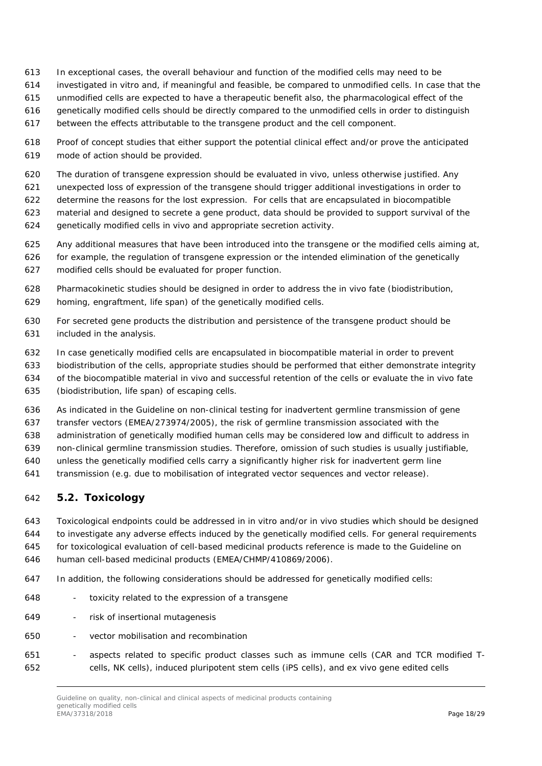In exceptional cases, the overall behaviour and function of the modified cells may need to be investigated in vitro and, if meaningful and feasible, be compared to unmodified cells. In case that the unmodified cells are expected to have a therapeutic benefit also, the pharmacological effect of the genetically modified cells should be directly compared to the unmodified cells in order to distinguish between the effects attributable to the transgene product and the cell component.

Proof of concept studies that either support the potential clinical effect and/or prove the anticipated mode of action should be provided.

The duration of transgene expression should be evaluated in vivo, unless otherwise justified. Any unexpected loss of expression of the transgene should trigger additional investigations in order to determine the reasons for the lost expression. For cells that are encapsulated in biocompatible material and designed to secrete a gene product, data should be provided to support survival of the genetically modified cells in vivo and appropriate secretion activity.

Any additional measures that have been introduced into the transgene or the modified cells aiming at, for example, the regulation of transgene expression or the intended elimination of the genetically modified cells should be evaluated for proper function.

Pharmacokinetic studies should be designed in order to address the in vivo fate (biodistribution, homing, engraftment, life span) of the genetically modified cells.

For secreted gene products the distribution and persistence of the transgene product should be included in the analysis.

In case genetically modified cells are encapsulated in biocompatible material in order to prevent biodistribution of the cells, appropriate studies should be performed that either demonstrate integrity of the biocompatible material in vivo and successful retention of the cells or evaluate the in vivo fate (biodistribution, life span) of escaping cells.

As indicated in the Guideline on non-clinical testing for inadvertent germline transmission of gene transfer vectors (EMEA/273974/2005), the risk of germline transmission associated with the administration of genetically modified human cells may be considered low and difficult to address in non-clinical germline transmission studies. Therefore, omission of such studies is usually justifiable, unless the genetically modified cells carry a significantly higher risk for inadvertent germ line transmission (e.g. due to mobilisation of integrated vector sequences and vector release).

## 5.2. Toxicology

Toxicological endpoints could be addressed in in vitro and/or in vivo studies which should be designed to investigate any adverse effects induced by the genetically modified cells. For general requirements for toxicological evaluation of cell-based medicinal products reference is made to the Guideline on human cell-based medicinal products (EMEA/CHMP/410869/2006).

In addition, the following considerations should be addressed for genetically modified cells:

- toxicity related to the expression of a transgene
- risk of insertional mutagenesis
- vector mobilisation and recombination
- aspects related to specific product classes such as immune cells (CAR and TCR modified T-cells, NK cells), induced pluripotent stem cells (iPS cells), and ex vivo gene edited cells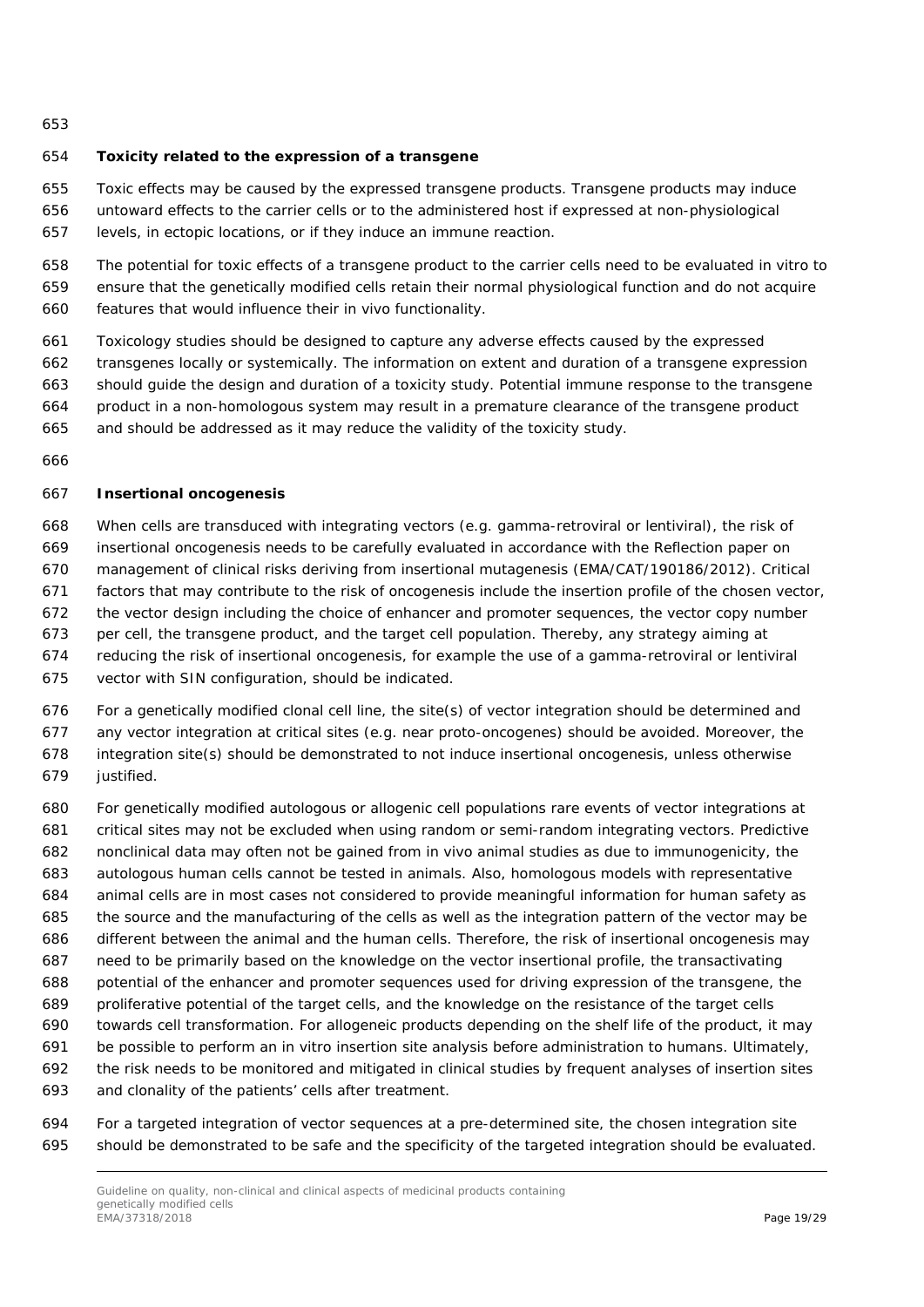**Toxicity related to the expression of a transgene**

Toxic effects may be caused by the expressed transgene products. Transgene products may induce untoward effects to the carrier cells or to the administered host if expressed at non-physiological levels, in ectopic locations, or if they induce an immune reaction.

The potential for toxic effects of a transgene product to the carrier cells need to be evaluated in vitro to ensure that the genetically modified cells retain their normal physiological function and do not acquire features that would influence their in vivo functionality.

Toxicology studies should be designed to capture any adverse effects caused by the expressed transgenes locally or systemically. The information on extent and duration of a transgene expression should guide the design and duration of a toxicity study. Potential immune response to the transgene product in a non-homologous system may result in a premature clearance of the transgene product and should be addressed as it may reduce the validity of the toxicity study.

**Insertional oncogenesis**

When cells are transduced with integrating vectors (e.g. gamma-retroviral or lentiviral), the risk of insertional oncogenesis needs to be carefully evaluated in accordance with the Reflection paper on management of clinical risks deriving from insertional mutagenesis (EMA/CAT/190186/2012). Critical factors that may contribute to the risk of oncogenesis include the insertion profile of the chosen vector, the vector design including the choice of enhancer and promoter sequences, the vector copy number per cell, the transgene product, and the target cell population. Thereby, any strategy aiming at reducing the risk of insertional oncogenesis, for example the use of a gamma-retroviral or lentiviral vector with SIN configuration, should be indicated.

For a genetically modified clonal cell line, the site(s) of vector integration should be determined and any vector integration at critical sites (e.g. near proto-oncogenes) should be avoided. Moreover, the integration site(s) should be demonstrated to not induce insertional oncogenesis, unless otherwise justified.

For genetically modified autologous or allogenic cell populations rare events of vector integrations at critical sites may not be excluded when using random or semi-random integrating vectors. Predictive nonclinical data may often not be gained from in vivo animal studies as due to immunogenicity, the autologous human cells cannot be tested in animals. Also, homologous models with representative animal cells are in most cases not considered to provide meaningful information for human safety as the source and the manufacturing of the cells as well as the integration pattern of the vector may be different between the animal and the human cells. Therefore, the risk of insertional oncogenesis may need to be primarily based on the knowledge on the vector insertional profile, the transactivating potential of the enhancer and promoter sequences used for driving expression of the transgene, the proliferative potential of the target cells, and the knowledge on the resistance of the target cells towards cell transformation. For allogeneic products depending on the shelf life of the product, it may be possible to perform an in vitro insertion site analysis before administration to humans. Ultimately, the risk needs to be monitored and mitigated in clinical studies by frequent analyses of insertion sites and clonality of the patients' cells after treatment.

For a targeted integration of vector sequences at a pre-determined site, the chosen integration site should be demonstrated to be safe and the specificity of the targeted integration should be evaluated.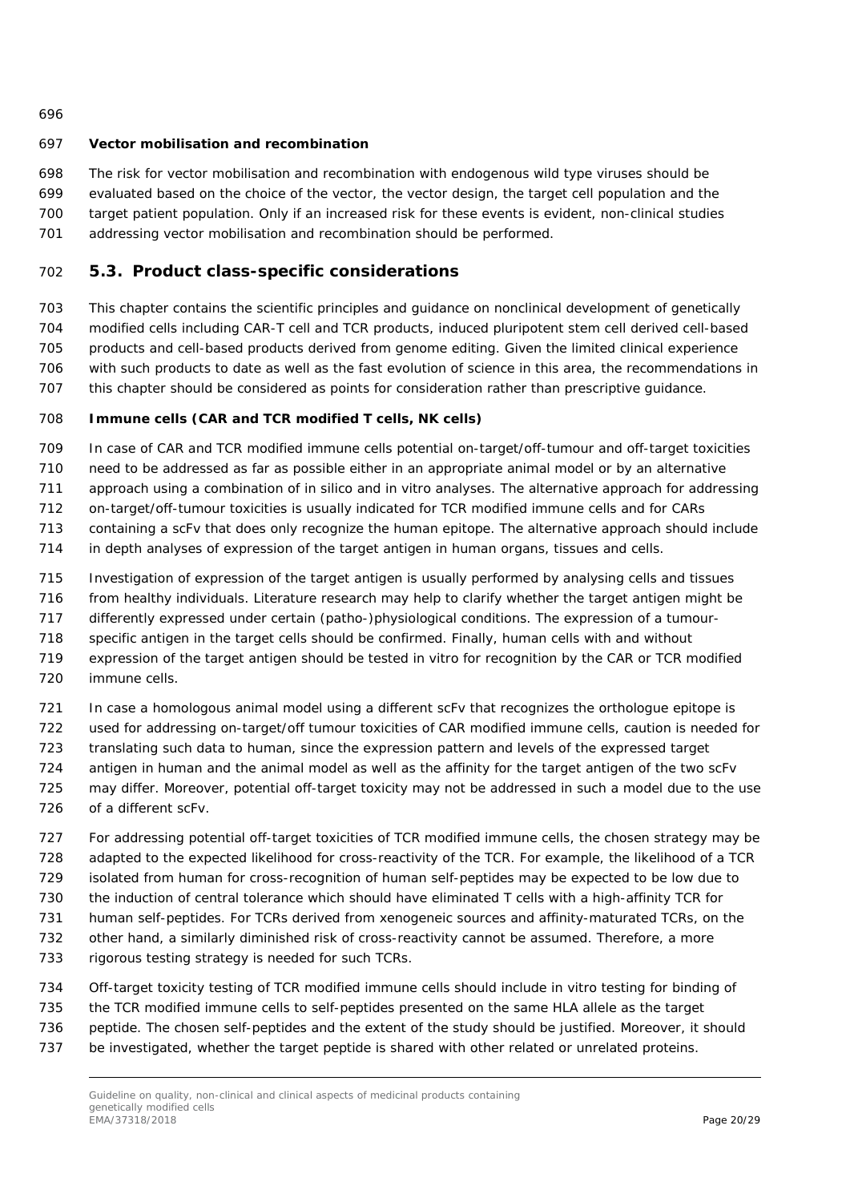**Vector mobilisation and recombination**

The risk for vector mobilisation and recombination with endogenous wild type viruses should be evaluated based on the choice of the vector, the vector design, the target cell population and the target patient population. Only if an increased risk for these events is evident, non-clinical studies addressing vector mobilisation and recombination should be performed.

## 5.3. Product class-specific considerations

This chapter contains the scientific principles and guidance on nonclinical development of genetically modified cells including CAR-T cell and TCR products, induced pluripotent stem cell derived cell-based products and cell-based products derived from genome editing. Given the limited clinical experience with such products to date as well as the fast evolution of science in this area, the recommendations in this chapter should be considered as points for consideration rather than prescriptive guidance.

**Immune cells (CAR and TCR modified T cells, NK cells)**

In case of CAR and TCR modified immune cells potential on-target/off-tumour and off-target toxicities need to be addressed as far as possible either in an appropriate animal model or by an alternative approach using a combination of in silico and in vitro analyses. The alternative approach for addressing on-target/off-tumour toxicities is usually indicated for TCR modified immune cells and for CARs containing a scFv that does only recognize the human epitope. The alternative approach should include in depth analyses of expression of the target antigen in human organs, tissues and cells.

Investigation of expression of the target antigen is usually performed by analysing cells and tissues from healthy individuals. Literature research may help to clarify whether the target antigen might be differently expressed under certain (patho-)physiological conditions. The expression of a tumour-specific antigen in the target cells should be confirmed. Finally, human cells with and without expression of the target antigen should be tested in vitro for recognition by the CAR or TCR modified immune cells.

In case a homologous animal model using a different scFv that recognizes the orthologue epitope is used for addressing on-target/off tumour toxicities of CAR modified immune cells, caution is needed for translating such data to human, since the expression pattern and levels of the expressed target antigen in human and the animal model as well as the affinity for the target antigen of the two scFv may differ. Moreover, potential off-target toxicity may not be addressed in such a model due to the use of a different scFv.

For addressing potential off-target toxicities of TCR modified immune cells, the chosen strategy may be adapted to the expected likelihood for cross-reactivity of the TCR. For example, the likelihood of a TCR isolated from human for cross-recognition of human self-peptides may be expected to be low due to the induction of central tolerance which should have eliminated T cells with a high-affinity TCR for human self-peptides. For TCRs derived from xenogeneic sources and affinity-maturated TCRs, on the other hand, a similarly diminished risk of cross-reactivity cannot be assumed. Therefore, a more rigorous testing strategy is needed for such TCRs.

Off-target toxicity testing of TCR modified immune cells should include in vitro testing for binding of the TCR modified immune cells to self-peptides presented on the same HLA allele as the target peptide. The chosen self-peptides and the extent of the study should be justified. Moreover, it should be investigated, whether the target peptide is shared with other related or unrelated proteins.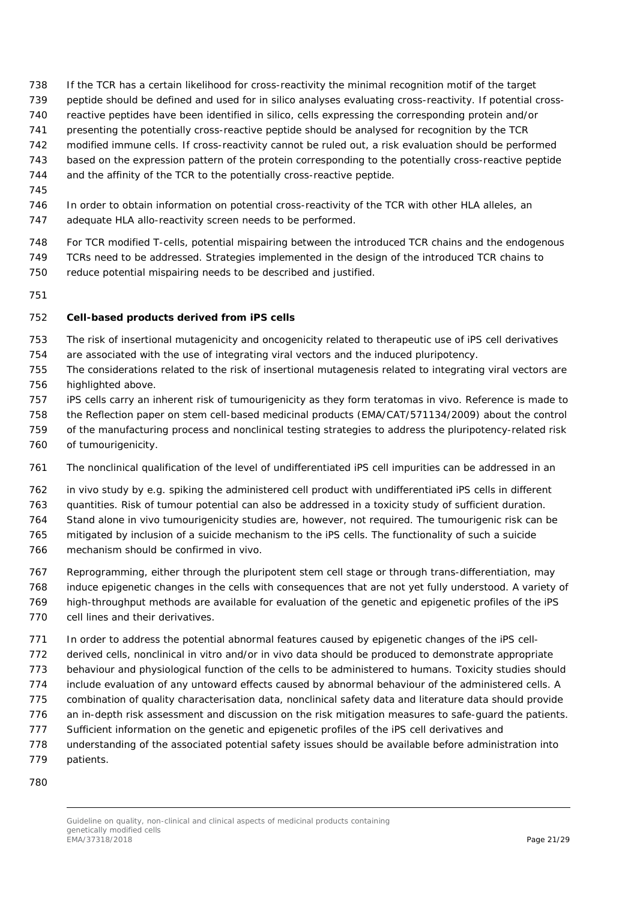If the TCR has a certain likelihood for cross-reactivity the minimal recognition motif of the target peptide should be defined and used for in silico analyses evaluating cross-reactivity. If potential cross-reactive peptides have been identified in silico, cells expressing the corresponding protein and/or presenting the potentially cross-reactive peptide should be analysed for recognition by the TCR modified immune cells. If cross-reactivity cannot be ruled out, a risk evaluation should be performed based on the expression pattern of the protein corresponding to the potentially cross-reactive peptide and the affinity of the TCR to the potentially cross-reactive peptide.

In order to obtain information on potential cross-reactivity of the TCR with other HLA alleles, an adequate HLA allo-reactivity screen needs to be performed.

For TCR modified T-cells, potential mispairing between the introduced TCR chains and the endogenous TCRs need to be addressed. Strategies implemented in the design of the introduced TCR chains to reduce potential mispairing needs to be described and justified.

**Cell-based products derived from iPS cells**

The risk of insertional mutagenicity and oncogenicity related to therapeutic use of iPS cell derivatives are associated with the use of integrating viral vectors and the induced pluripotency.
The considerations related to the risk of insertional mutagenesis related to integrating viral vectors are highlighted above.
iPS cells carry an inherent risk of tumourigenicity as they form teratomas in vivo. Reference is made to the Reflection paper on stem cell-based medicinal products (EMA/CAT/571134/2009) about the control of the manufacturing process and nonclinical testing strategies to address the pluripotency-related risk of tumourigenicity.

The nonclinical qualification of the level of undifferentiated iPS cell impurities can be addressed in an in vivo study by e.g. spiking the administered cell product with undifferentiated iPS cells in different quantities. Risk of tumour potential can also be addressed in a toxicity study of sufficient duration. Stand alone in vivo tumourigenicity studies are, however, not required. The tumourigenic risk can be mitigated by inclusion of a suicide mechanism to the iPS cells. The functionality of such a suicide mechanism should be confirmed in vivo.

Reprogramming, either through the pluripotent stem cell stage or through trans-differentiation, may induce epigenetic changes in the cells with consequences that are not yet fully understood. A variety of high-throughput methods are available for evaluation of the genetic and epigenetic profiles of the iPS cell lines and their derivatives.

In order to address the potential abnormal features caused by epigenetic changes of the iPS cell-derived cells, nonclinical in vitro and/or in vivo data should be produced to demonstrate appropriate behaviour and physiological function of the cells to be administered to humans. Toxicity studies should include evaluation of any untoward effects caused by abnormal behaviour of the administered cells. A combination of quality characterisation data, nonclinical safety data and literature data should provide an in-depth risk assessment and discussion on the risk mitigation measures to safe-guard the patients. Sufficient information on the genetic and epigenetic profiles of the iPS cell derivatives and understanding of the associated potential safety issues should be available before administration into patients.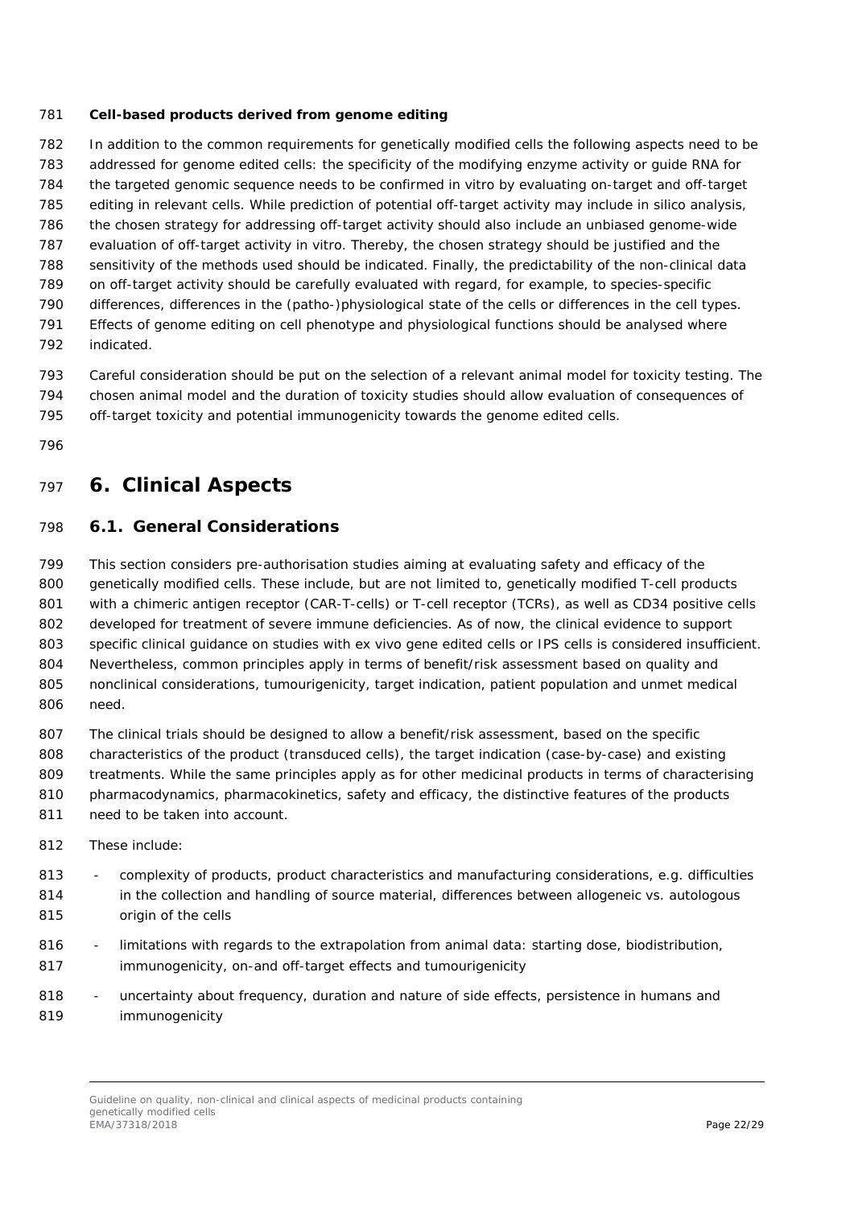**Cell-based products derived from genome editing**

In addition to the common requirements for genetically modified cells the following aspects need to be addressed for genome edited cells: the specificity of the modifying enzyme activity or guide RNA for the targeted genomic sequence needs to be confirmed in vitro by evaluating on-target and off-target editing in relevant cells. While prediction of potential off-target activity may include in silico analysis, the chosen strategy for addressing off-target activity should also include an unbiased genome-wide evaluation of off-target activity in vitro. Thereby, the chosen strategy should be justified and the sensitivity of the methods used should be indicated. Finally, the predictability of the non-clinical data on off-target activity should be carefully evaluated with regard, for example, to species-specific differences, differences in the (patho-)physiological state of the cells or differences in the cell types. Effects of genome editing on cell phenotype and physiological functions should be analysed where indicated.

Careful consideration should be put on the selection of a relevant animal model for toxicity testing. The chosen animal model and the duration of toxicity studies should allow evaluation of consequences of off-target toxicity and potential immunogenicity towards the genome edited cells.

# 6. Clinical Aspects

## 6.1. General Considerations

This section considers pre-authorisation studies aiming at evaluating safety and efficacy of the genetically modified cells. These include, but are not limited to, genetically modified T-cell products with a chimeric antigen receptor (CAR-T-cells) or T-cell receptor (TCRs), as well as CD34 positive cells developed for treatment of severe immune deficiencies. As of now, the clinical evidence to support specific clinical guidance on studies with ex vivo gene edited cells or IPS cells is considered insufficient. Nevertheless, common principles apply in terms of benefit/risk assessment based on quality and nonclinical considerations, tumourigenicity, target indication, patient population and unmet medical need.

The clinical trials should be designed to allow a benefit/risk assessment, based on the specific characteristics of the product (transduced cells), the target indication (case-by-case) and existing treatments. While the same principles apply as for other medicinal products in terms of characterising pharmacodynamics, pharmacokinetics, safety and efficacy, the distinctive features of the products need to be taken into account.

These include:

- complexity of products, product characteristics and manufacturing considerations, e.g. difficulties in the collection and handling of source material, differences between allogeneic vs. autologous origin of the cells
- limitations with regards to the extrapolation from animal data: starting dose, biodistribution, immunogenicity, on-and off-target effects and tumourigenicity
- uncertainty about frequency, duration and nature of side effects, persistence in humans and immunogenicity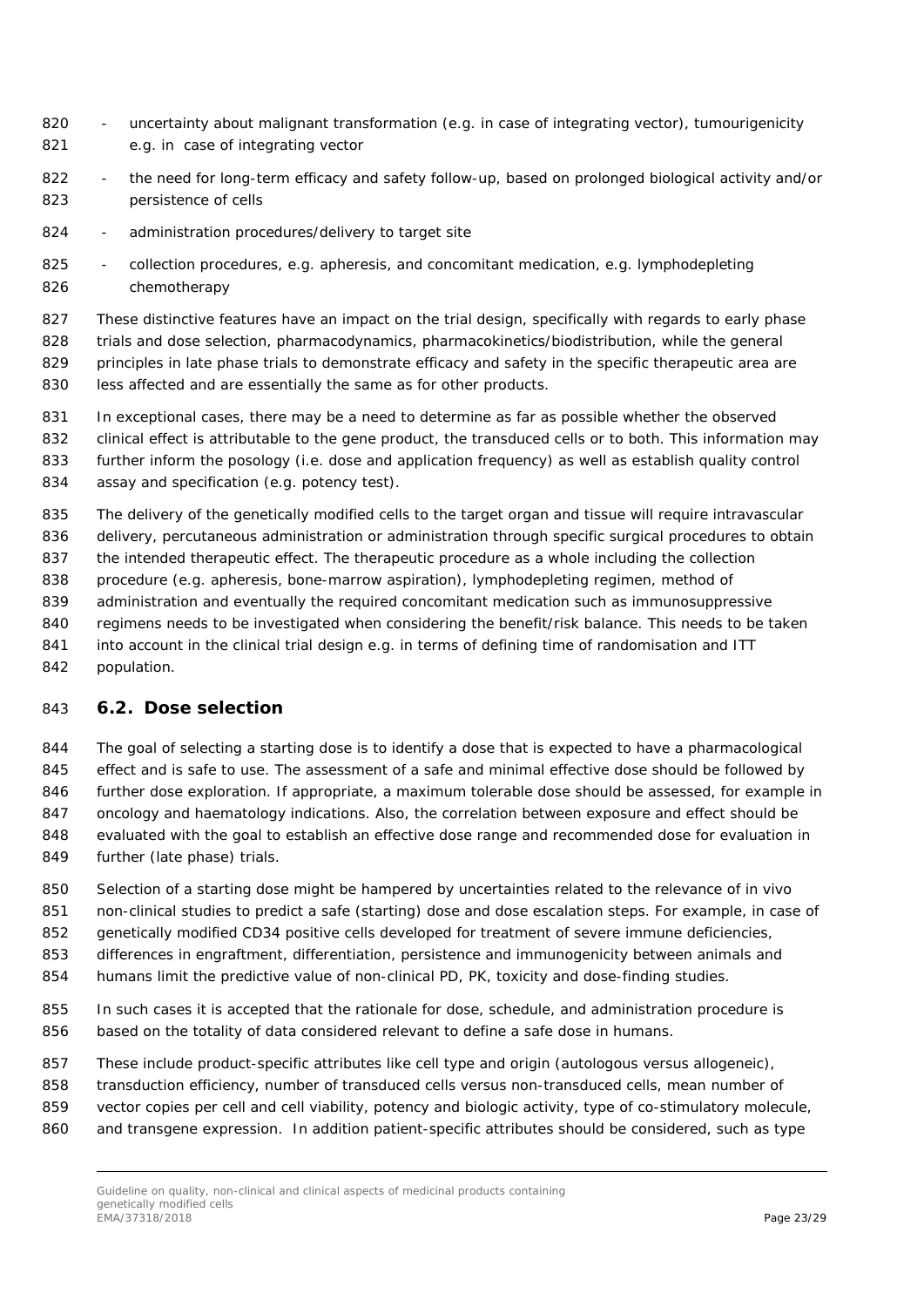- uncertainty about malignant transformation (e.g. in case of integrating vector), tumourigenicity e.g. in case of integrating vector
- the need for long-term efficacy and safety follow-up, based on prolonged biological activity and/or persistence of cells
- administration procedures/delivery to target site
- collection procedures, e.g. apheresis, and concomitant medication, e.g. lymphodepleting chemotherapy

These distinctive features have an impact on the trial design, specifically with regards to early phase trials and dose selection, pharmacodynamics, pharmacokinetics/biodistribution, while the general principles in late phase trials to demonstrate efficacy and safety in the specific therapeutic area are less affected and are essentially the same as for other products.

In exceptional cases, there may be a need to determine as far as possible whether the observed clinical effect is attributable to the gene product, the transduced cells or to both. This information may further inform the posology (i.e. dose and application frequency) as well as establish quality control assay and specification (e.g. potency test).

The delivery of the genetically modified cells to the target organ and tissue will require intravascular delivery, percutaneous administration or administration through specific surgical procedures to obtain the intended therapeutic effect. The therapeutic procedure as a whole including the collection procedure (e.g. apheresis, bone-marrow aspiration), lymphodepleting regimen, method of administration and eventually the required concomitant medication such as immunosuppressive regimens needs to be investigated when considering the benefit/risk balance. This needs to be taken into account in the clinical trial design e.g. in terms of defining time of randomisation and ITT population.

## 6.2. Dose selection

The goal of selecting a starting dose is to identify a dose that is expected to have a pharmacological effect and is safe to use. The assessment of a safe and minimal effective dose should be followed by further dose exploration. If appropriate, a maximum tolerable dose should be assessed, for example in oncology and haematology indications. Also, the correlation between exposure and effect should be evaluated with the goal to establish an effective dose range and recommended dose for evaluation in further (late phase) trials.

Selection of a starting dose might be hampered by uncertainties related to the relevance of in vivo non-clinical studies to predict a safe (starting) dose and dose escalation steps. For example, in case of genetically modified CD34 positive cells developed for treatment of severe immune deficiencies, differences in engraftment, differentiation, persistence and immunogenicity between animals and humans limit the predictive value of non-clinical PD, PK, toxicity and dose-finding studies.

In such cases it is accepted that the rationale for dose, schedule, and administration procedure is based on the totality of data considered relevant to define a safe dose in humans.

These include product-specific attributes like cell type and origin (autologous versus allogeneic), transduction efficiency, number of transduced cells versus non-transduced cells, mean number of vector copies per cell and cell viability, potency and biologic activity, type of co-stimulatory molecule, and transgene expression. In addition patient-specific attributes should be considered, such as type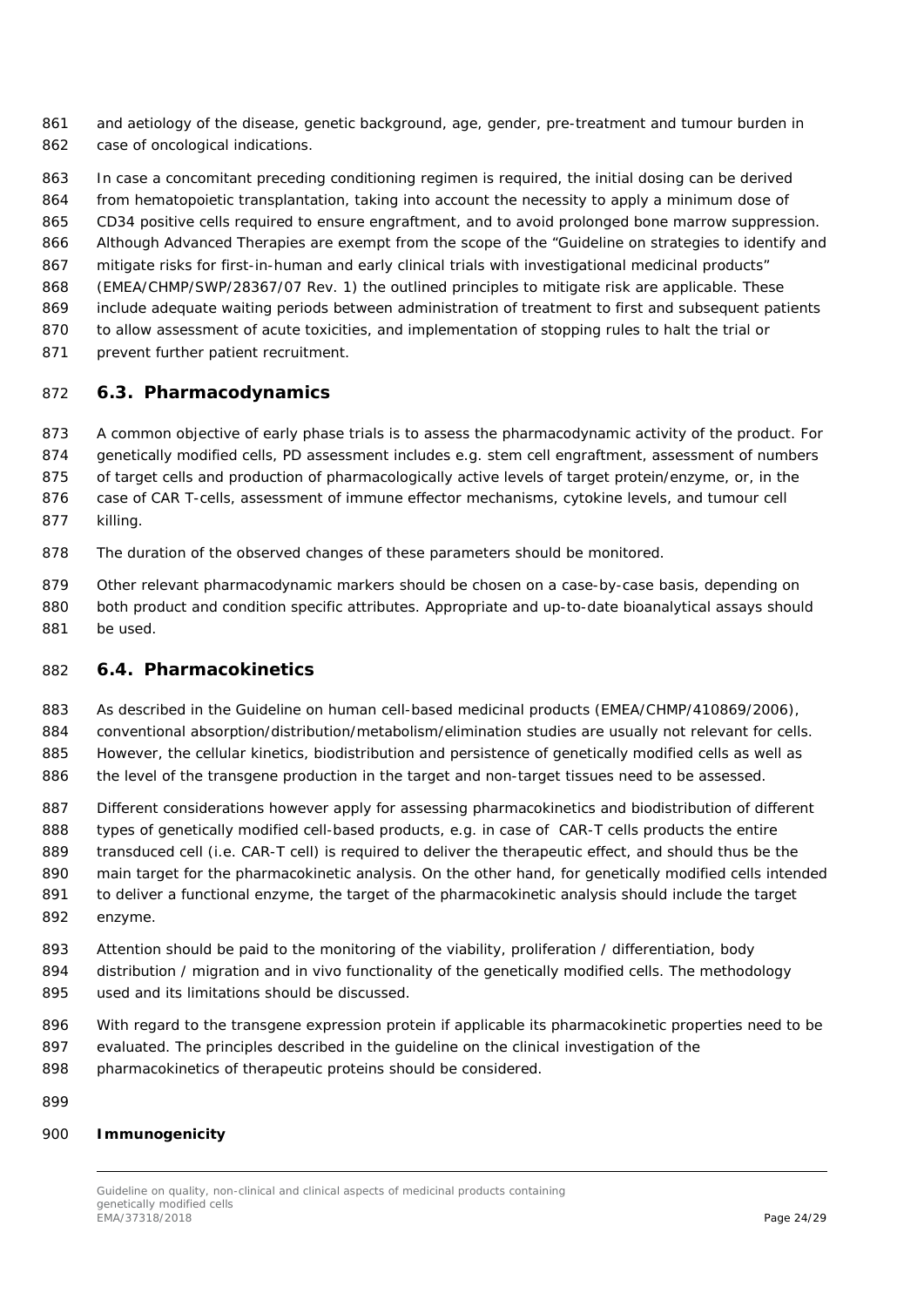and aetiology of the disease, genetic background, age, gender, pre-treatment and tumour burden in case of oncological indications.

In case a concomitant preceding conditioning regimen is required, the initial dosing can be derived from hematopoietic transplantation, taking into account the necessity to apply a minimum dose of CD34 positive cells required to ensure engraftment, and to avoid prolonged bone marrow suppression. Although Advanced Therapies are exempt from the scope of the "Guideline on strategies to identify and mitigate risks for first-in-human and early clinical trials with investigational medicinal products" (EMEA/CHMP/SWP/28367/07 Rev. 1) the outlined principles to mitigate risk are applicable. These include adequate waiting periods between administration of treatment to first and subsequent patients to allow assessment of acute toxicities, and implementation of stopping rules to halt the trial or prevent further patient recruitment.

## 6.3. Pharmacodynamics

A common objective of early phase trials is to assess the pharmacodynamic activity of the product. For genetically modified cells, PD assessment includes e.g. stem cell engraftment, assessment of numbers of target cells and production of pharmacologically active levels of target protein/enzyme, or, in the case of CAR T-cells, assessment of immune effector mechanisms, cytokine levels, and tumour cell killing.

The duration of the observed changes of these parameters should be monitored.

Other relevant pharmacodynamic markers should be chosen on a case-by-case basis, depending on both product and condition specific attributes. Appropriate and up-to-date bioanalytical assays should be used.

## 6.4. Pharmacokinetics

As described in the Guideline on human cell-based medicinal products (EMEA/CHMP/410869/2006), conventional absorption/distribution/metabolism/elimination studies are usually not relevant for cells. However, the cellular kinetics, biodistribution and persistence of genetically modified cells as well as the level of the transgene production in the target and non-target tissues need to be assessed.

Different considerations however apply for assessing pharmacokinetics and biodistribution of different types of genetically modified cell-based products, e.g. in case of CAR-T cells products the entire transduced cell (i.e. CAR-T cell) is required to deliver the therapeutic effect, and should thus be the main target for the pharmacokinetic analysis. On the other hand, for genetically modified cells intended to deliver a functional enzyme, the target of the pharmacokinetic analysis should include the target enzyme.

Attention should be paid to the monitoring of the viability, proliferation / differentiation, body distribution / migration and in vivo functionality of the genetically modified cells. The methodology used and its limitations should be discussed.

With regard to the transgene expression protein if applicable its pharmacokinetic properties need to be evaluated. The principles described in the guideline on the clinical investigation of the pharmacokinetics of therapeutic proteins should be considered.

**Immunogenicity**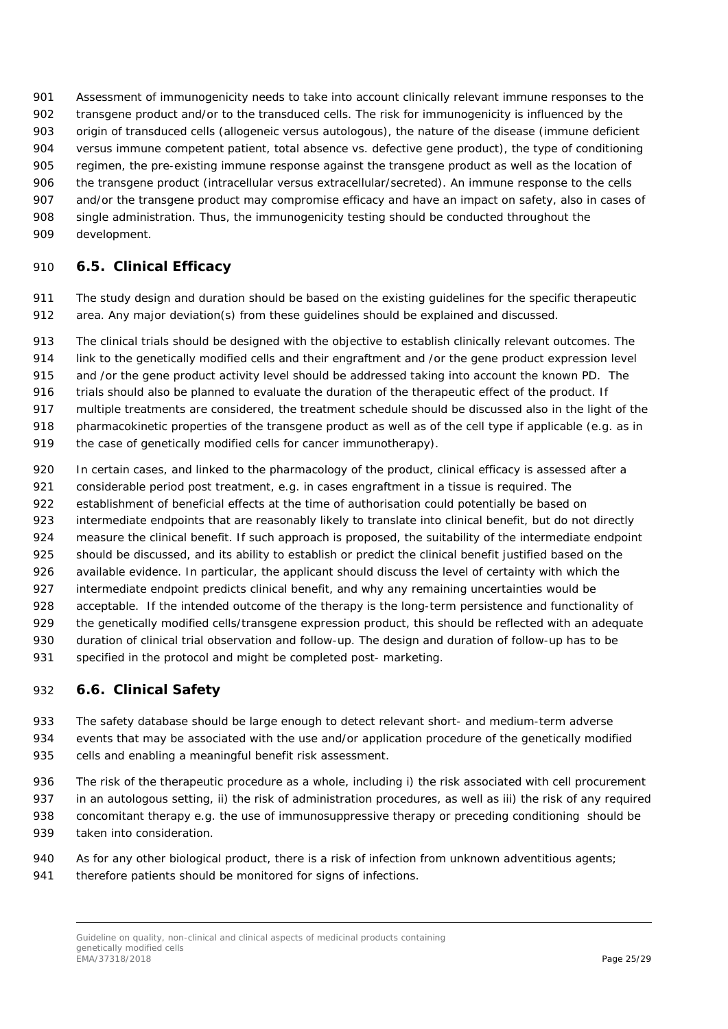Assessment of immunogenicity needs to take into account clinically relevant immune responses to the transgene product and/or to the transduced cells. The risk for immunogenicity is influenced by the origin of transduced cells (allogeneic versus autologous), the nature of the disease (immune deficient versus immune competent patient, total absence vs. defective gene product), the type of conditioning regimen, the pre-existing immune response against the transgene product as well as the location of the transgene product (intracellular versus extracellular/secreted). An immune response to the cells and/or the transgene product may compromise efficacy and have an impact on safety, also in cases of single administration. Thus, the immunogenicity testing should be conducted throughout the development.

## 6.5. Clinical Efficacy

The study design and duration should be based on the existing guidelines for the specific therapeutic area. Any major deviation(s) from these guidelines should be explained and discussed.

The clinical trials should be designed with the objective to establish clinically relevant outcomes. The link to the genetically modified cells and their engraftment and /or the gene product expression level and /or the gene product activity level should be addressed taking into account the known PD. The trials should also be planned to evaluate the duration of the therapeutic effect of the product. If multiple treatments are considered, the treatment schedule should be discussed also in the light of the pharmacokinetic properties of the transgene product as well as of the cell type if applicable (e.g. as in the case of genetically modified cells for cancer immunotherapy).

In certain cases, and linked to the pharmacology of the product, clinical efficacy is assessed after a considerable period post treatment, e.g. in cases engraftment in a tissue is required. The establishment of beneficial effects at the time of authorisation could potentially be based on intermediate endpoints that are reasonably likely to translate into clinical benefit, but do not directly measure the clinical benefit. If such approach is proposed, the suitability of the intermediate endpoint should be discussed, and its ability to establish or predict the clinical benefit justified based on the available evidence. In particular, the applicant should discuss the level of certainty with which the intermediate endpoint predicts clinical benefit, and why any remaining uncertainties would be acceptable. If the intended outcome of the therapy is the long-term persistence and functionality of the genetically modified cells/transgene expression product, this should be reflected with an adequate duration of clinical trial observation and follow-up. The design and duration of follow-up has to be specified in the protocol and might be completed post- marketing.

## 6.6. Clinical Safety

The safety database should be large enough to detect relevant short- and medium-term adverse events that may be associated with the use and/or application procedure of the genetically modified cells and enabling a meaningful benefit risk assessment.

The risk of the therapeutic procedure as a whole, including i) the risk associated with cell procurement in an autologous setting, ii) the risk of administration procedures, as well as iii) the risk of any required concomitant therapy e.g. the use of immunosuppressive therapy or preceding conditioning should be taken into consideration.

As for any other biological product, there is a risk of infection from unknown adventitious agents; therefore patients should be monitored for signs of infections.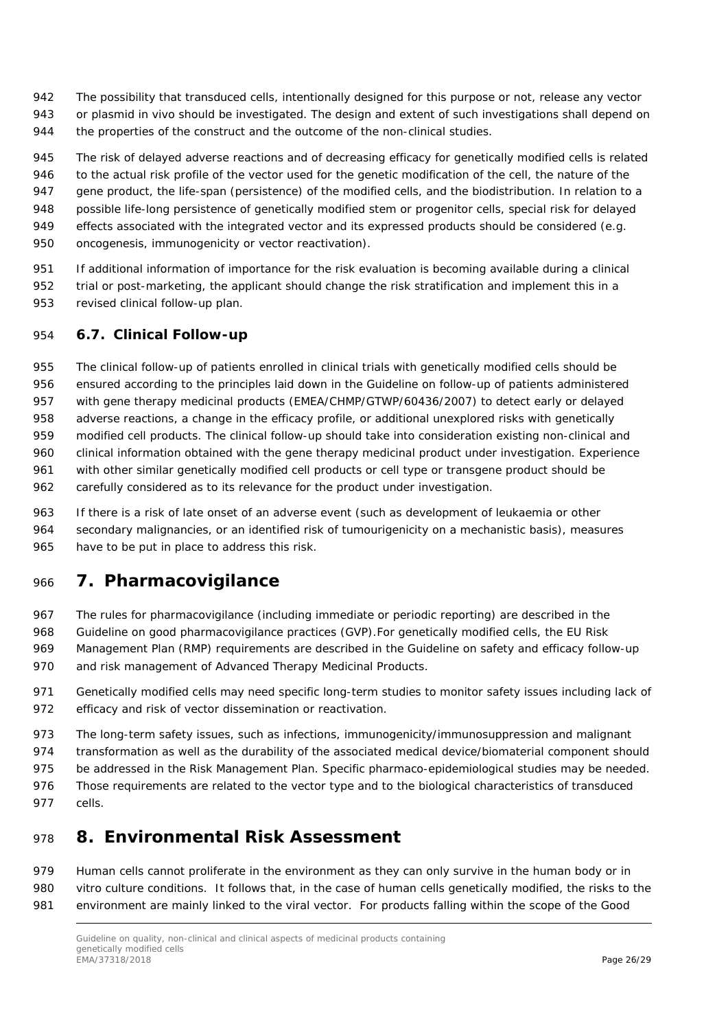The possibility that transduced cells, intentionally designed for this purpose or not, release any vector or plasmid in vivo should be investigated. The design and extent of such investigations shall depend on the properties of the construct and the outcome of the non-clinical studies.

The risk of delayed adverse reactions and of decreasing efficacy for genetically modified cells is related to the actual risk profile of the vector used for the genetic modification of the cell, the nature of the gene product, the life-span (persistence) of the modified cells, and the biodistribution. In relation to a possible life-long persistence of genetically modified stem or progenitor cells, special risk for delayed effects associated with the integrated vector and its expressed products should be considered (e.g. oncogenesis, immunogenicity or vector reactivation).

If additional information of importance for the risk evaluation is becoming available during a clinical trial or post-marketing, the applicant should change the risk stratification and implement this in a revised clinical follow-up plan.

### 6.7. Clinical Follow-up

The clinical follow-up of patients enrolled in clinical trials with genetically modified cells should be ensured according to the principles laid down in the Guideline on follow-up of patients administered with gene therapy medicinal products (EMEA/CHMP/GTWP/60436/2007) to detect early or delayed adverse reactions, a change in the efficacy profile, or additional unexplored risks with genetically modified cell products. The clinical follow-up should take into consideration existing non-clinical and clinical information obtained with the gene therapy medicinal product under investigation. Experience with other similar genetically modified cell products or cell type or transgene product should be carefully considered as to its relevance for the product under investigation.

If there is a risk of late onset of an adverse event (such as development of leukaemia or other secondary malignancies, or an identified risk of tumourigenicity on a mechanistic basis), measures have to be put in place to address this risk.

## 7. Pharmacovigilance

The rules for pharmacovigilance (including immediate or periodic reporting) are described in the Guideline on good pharmacovigilance practices (GVP).For genetically modified cells, the EU Risk Management Plan (RMP) requirements are described in the Guideline on safety and efficacy follow-up and risk management of Advanced Therapy Medicinal Products.

Genetically modified cells may need specific long-term studies to monitor safety issues including lack of efficacy and risk of vector dissemination or reactivation.

The long-term safety issues, such as infections, immunogenicity/immunosuppression and malignant transformation as well as the durability of the associated medical device/biomaterial component should be addressed in the Risk Management Plan. Specific pharmaco-epidemiological studies may be needed. Those requirements are related to the vector type and to the biological characteristics of transduced cells.

## 8. Environmental Risk Assessment

Human cells cannot proliferate in the environment as they can only survive in the human body or in vitro culture conditions. It follows that, in the case of human cells genetically modified, the risks to the environment are mainly linked to the viral vector. For products falling within the scope of the Good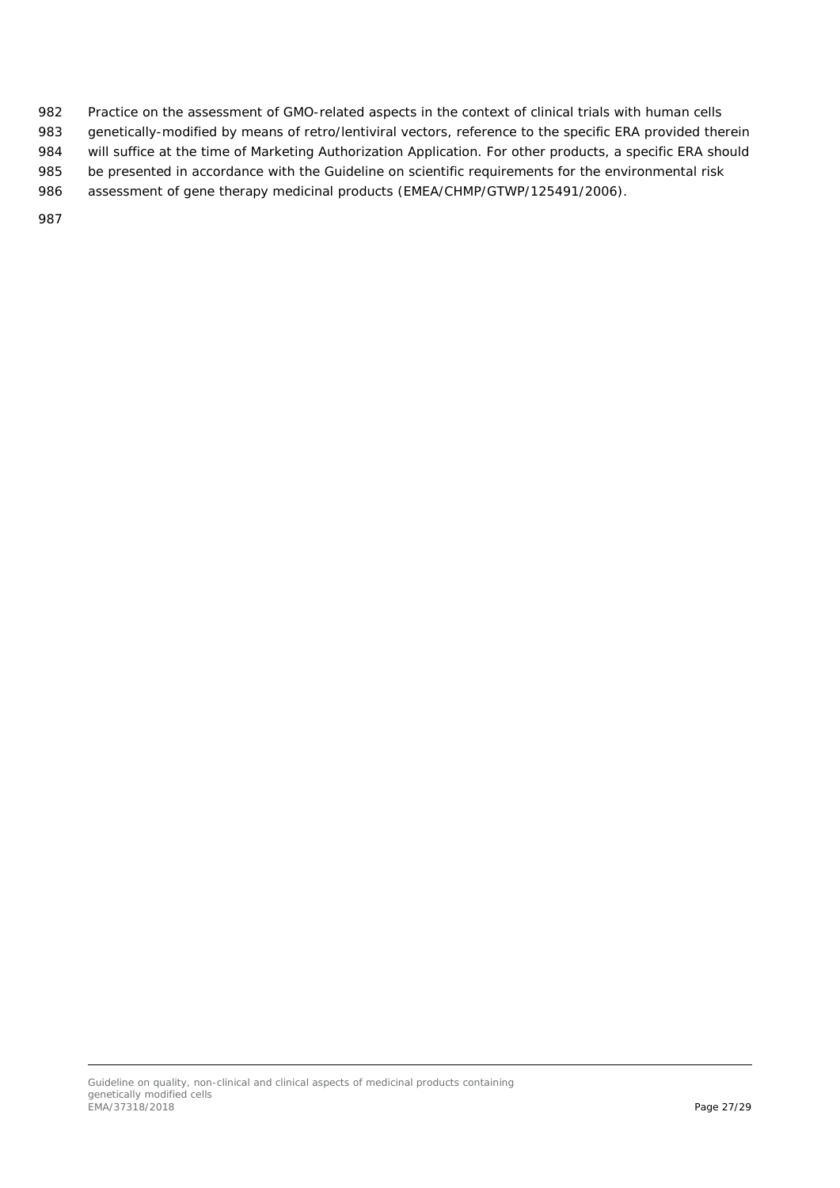Practice on the assessment of GMO-related aspects in the context of clinical trials with human cells genetically-modified by means of retro/lentiviral vectors, reference to the specific ERA provided therein will suffice at the time of Marketing Authorization Application. For other products, a specific ERA should be presented in accordance with the Guideline on scientific requirements for the environmental risk assessment of gene therapy medicinal products (EMEA/CHMP/GTWP/125491/2006).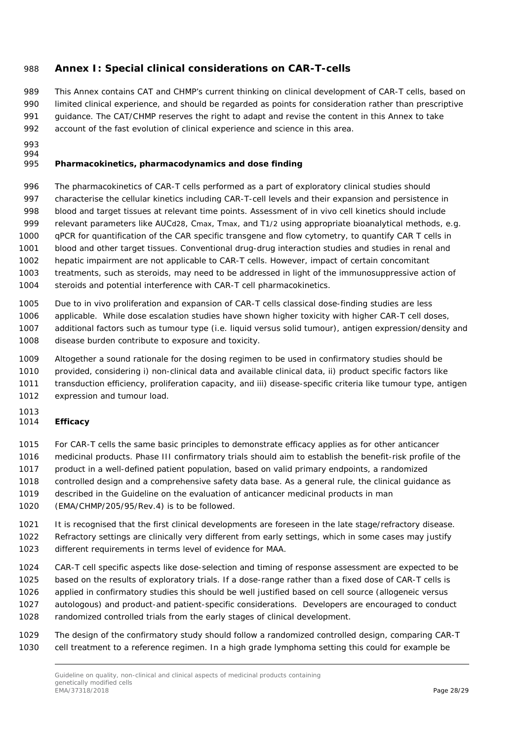# Annex I: Special clinical considerations on CAR-T-cells

This Annex contains CAT and CHMP's current thinking on clinical development of CAR-T cells, based on limited clinical experience, and should be regarded as points for consideration rather than prescriptive guidance. The CAT/CHMP reserves the right to adapt and revise the content in this Annex to take account of the fast evolution of clinical experience and science in this area.

## Pharmacokinetics, pharmacodynamics and dose finding

The pharmacokinetics of CAR-T cells performed as a part of exploratory clinical studies should characterise the cellular kinetics including CAR-T-cell levels and their expansion and persistence in blood and target tissues at relevant time points. Assessment of in vivo cell kinetics should include relevant parameters like $AUC_{d28}$, $C_{max}$, $T_{max}$, and $T_{1/2}$ using appropriate bioanalytical methods, e.g. qPCR for quantification of the CAR specific transgene and flow cytometry, to quantify CAR T cells in blood and other target tissues. Conventional drug-drug interaction studies and studies in renal and hepatic impairment are not applicable to CAR-T cells. However, impact of certain concomitant treatments, such as steroids, may need to be addressed in light of the immunosuppressive action of steroids and potential interference with CAR-T cell pharmacokinetics.

Due to in vivo proliferation and expansion of CAR-T cells classical dose-finding studies are less applicable. While dose escalation studies have shown higher toxicity with higher CAR-T cell doses, additional factors such as tumour type (i.e. liquid versus solid tumour), antigen expression/density and disease burden contribute to exposure and toxicity.

Altogether a sound rationale for the dosing regimen to be used in confirmatory studies should be provided, considering i) non-clinical data and available clinical data, ii) product specific factors like transduction efficiency, proliferation capacity, and iii) disease-specific criteria like tumour type, antigen expression and tumour load.

## Efficacy

For CAR-T cells the same basic principles to demonstrate efficacy applies as for other anticancer medicinal products. Phase III confirmatory trials should aim to establish the benefit-risk profile of the product in a well-defined patient population, based on valid primary endpoints, a randomized controlled design and a comprehensive safety data base. As a general rule, the clinical guidance as described in the Guideline on the evaluation of anticancer medicinal products in man (EMA/CHMP/205/95/Rev.4) is to be followed.

It is recognised that the first clinical developments are foreseen in the late stage/refractory disease. Refractory settings are clinically very different from early settings, which in some cases may justify different requirements in terms level of evidence for MAA.

CAR-T cell specific aspects like dose-selection and timing of response assessment are expected to be based on the results of exploratory trials. If a dose-range rather than a fixed dose of CAR-T cells is applied in confirmatory studies this should be well justified based on cell source (allogeneic versus autologous) and product-and patient-specific considerations. Developers are encouraged to conduct randomized controlled trials from the early stages of clinical development.

The design of the confirmatory study should follow a randomized controlled design, comparing CAR-T cell treatment to a reference regimen. In a high grade lymphoma setting this could for example be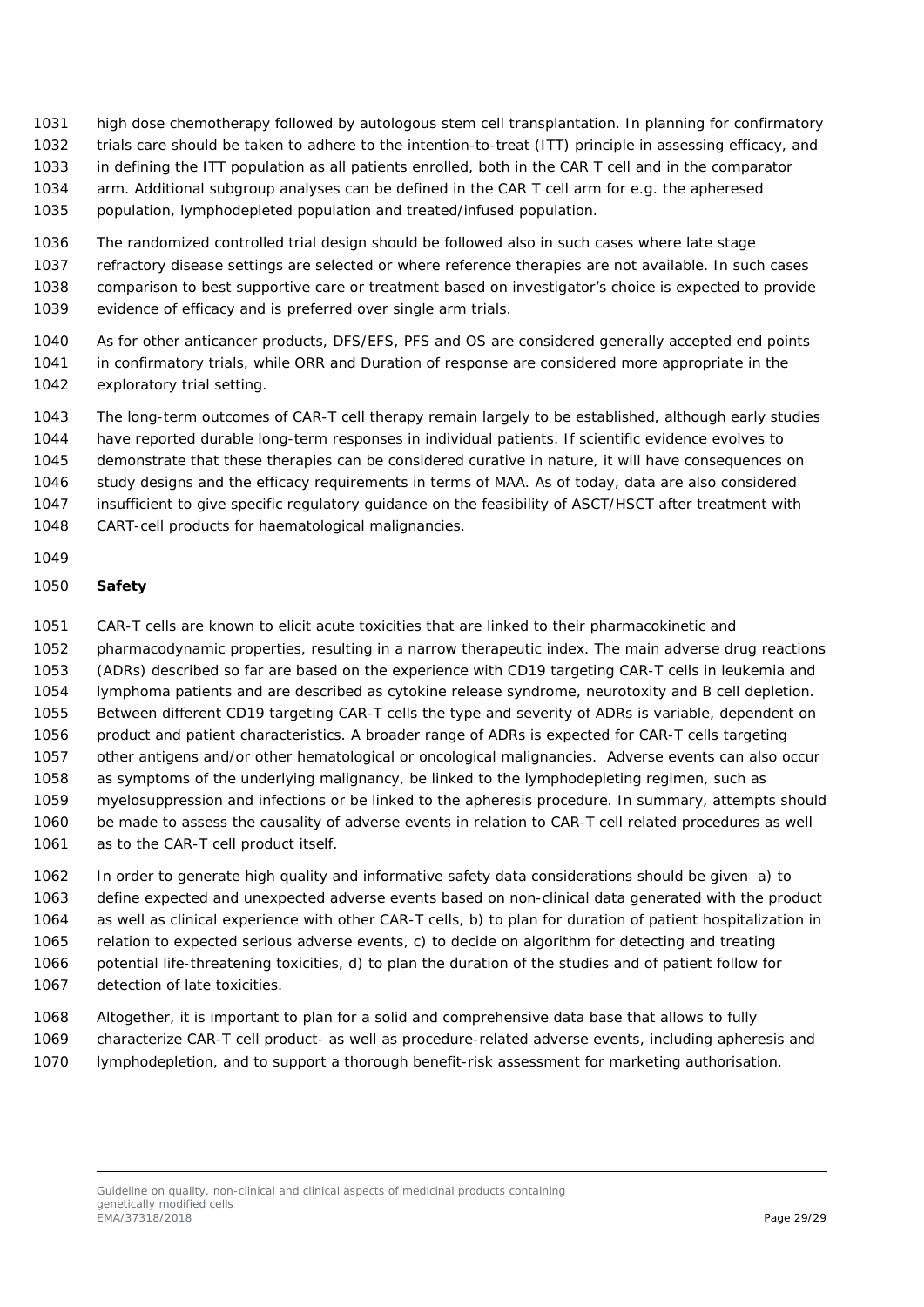high dose chemotherapy followed by autologous stem cell transplantation. In planning for confirmatory trials care should be taken to adhere to the intention-to-treat (ITT) principle in assessing efficacy, and in defining the ITT population as all patients enrolled, both in the CAR T cell and in the comparator arm. Additional subgroup analyses can be defined in the CAR T cell arm for e.g. the apheresed population, lymphodepleted population and treated/infused population.

The randomized controlled trial design should be followed also in such cases where late stage refractory disease settings are selected or where reference therapies are not available. In such cases comparison to best supportive care or treatment based on investigator's choice is expected to provide evidence of efficacy and is preferred over single arm trials.

As for other anticancer products, DFS/EFS, PFS and OS are considered generally accepted end points in confirmatory trials, while ORR and Duration of response are considered more appropriate in the exploratory trial setting.

The long-term outcomes of CAR-T cell therapy remain largely to be established, although early studies have reported durable long-term responses in individual patients. If scientific evidence evolves to demonstrate that these therapies can be considered curative in nature, it will have consequences on study designs and the efficacy requirements in terms of MAA. As of today, data are also considered insufficient to give specific regulatory guidance on the feasibility of ASCT/HSCT after treatment with CART-cell products for haematological malignancies.

**Safety**

CAR-T cells are known to elicit acute toxicities that are linked to their pharmacokinetic and pharmacodynamic properties, resulting in a narrow therapeutic index. The main adverse drug reactions (ADRs) described so far are based on the experience with CD19 targeting CAR-T cells in leukemia and lymphoma patients and are described as cytokine release syndrome, neurotoxity and B cell depletion. Between different CD19 targeting CAR-T cells the type and severity of ADRs is variable, dependent on product and patient characteristics. A broader range of ADRs is expected for CAR-T cells targeting other antigens and/or other hematological or oncological malignancies. Adverse events can also occur as symptoms of the underlying malignancy, be linked to the lymphodepleting regimen, such as myelosuppression and infections or be linked to the apheresis procedure. In summary, attempts should be made to assess the causality of adverse events in relation to CAR-T cell related procedures as well as to the CAR-T cell product itself.

In order to generate high quality and informative safety data considerations should be given a) to define expected and unexpected adverse events based on non-clinical data generated with the product as well as clinical experience with other CAR-T cells, b) to plan for duration of patient hospitalization in relation to expected serious adverse events, c) to decide on algorithm for detecting and treating potential life-threatening toxicities, d) to plan the duration of the studies and of patient follow for detection of late toxicities.

Altogether, it is important to plan for a solid and comprehensive data base that allows to fully characterize CAR-T cell product- as well as procedure-related adverse events, including apheresis and lymphodepletion, and to support a thorough benefit-risk assessment for marketing authorisation.